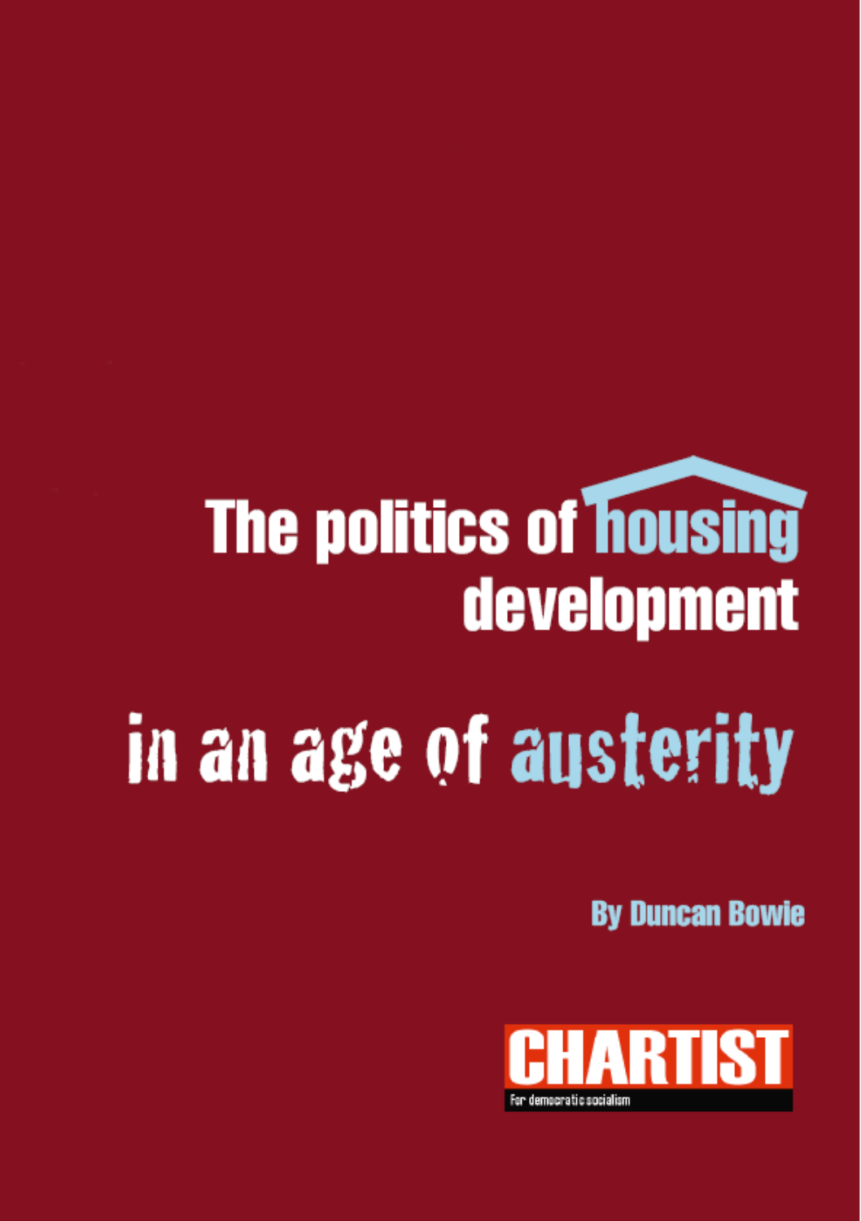# The politics of housing development

# in an age of austerity

**By Duncan Bowie**

CHARTIST

For democratic socialism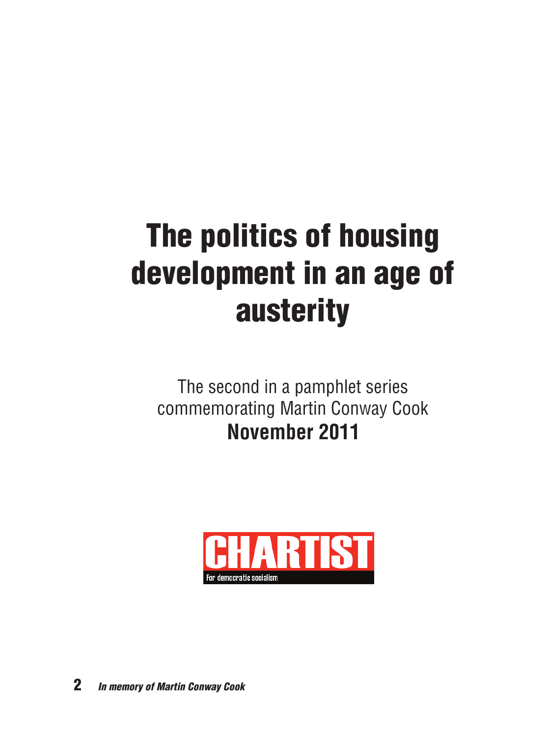# The politics of housing development in an age of austerity

The second in a pamphlet series commemorating Martin Conway Cook

**November 2011**

CHARTIST

For democratic socialism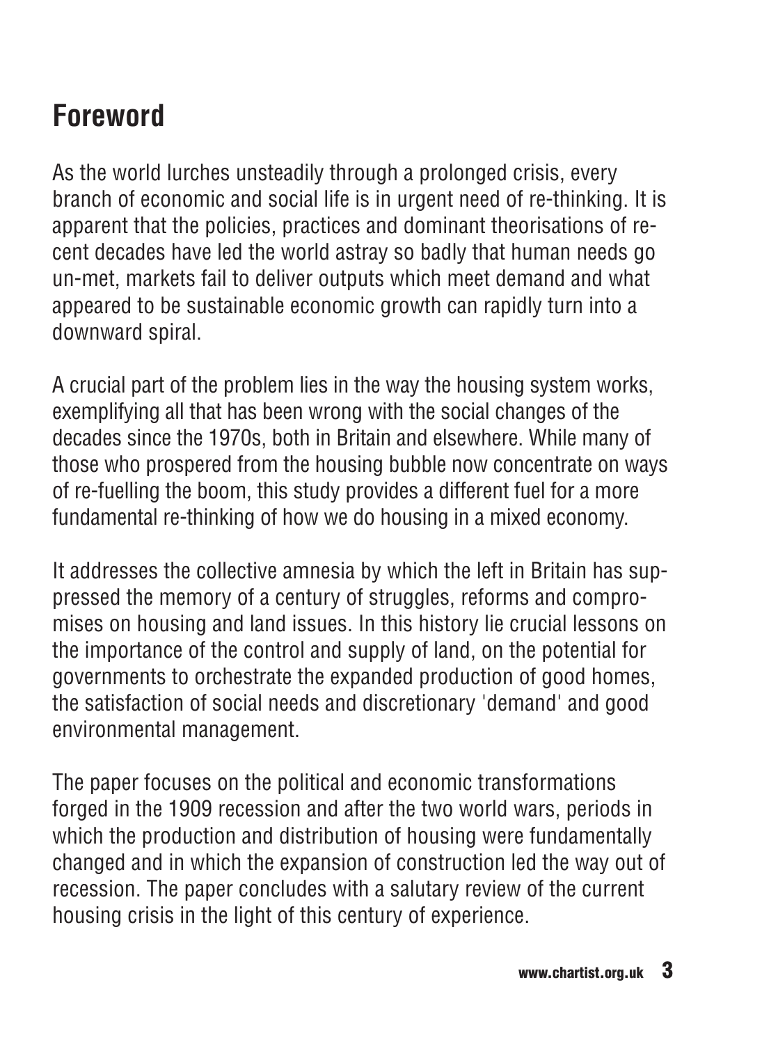## Foreword

As the world lurches unsteadily through a prolonged crisis, every branch of economic and social life is in urgent need of re-thinking. It is apparent that the policies, practices and dominant theorisations of recent decades have led the world astray so badly that human needs go un-met, markets fail to deliver outputs which meet demand and what appeared to be sustainable economic growth can rapidly turn into a downward spiral.

A crucial part of the problem lies in the way the housing system works, exemplifying all that has been wrong with the social changes of the decades since the 1970s, both in Britain and elsewhere. While many of those who prospered from the housing bubble now concentrate on ways of re-fuelling the boom, this study provides a different fuel for a more fundamental re-thinking of how we do housing in a mixed economy.

It addresses the collective amnesia by which the left in Britain has suppressed the memory of a century of struggles, reforms and compromises on housing and land issues. In this history lie crucial lessons on the importance of the control and supply of land, on the potential for governments to orchestrate the expanded production of good homes, the satisfaction of social needs and discretionary 'demand' and good environmental management.

The paper focuses on the political and economic transformations forged in the 1909 recession and after the two world wars, periods in which the production and distribution of housing were fundamentally changed and in which the expansion of construction led the way out of recession. The paper concludes with a salutary review of the current housing crisis in the light of this century of experience.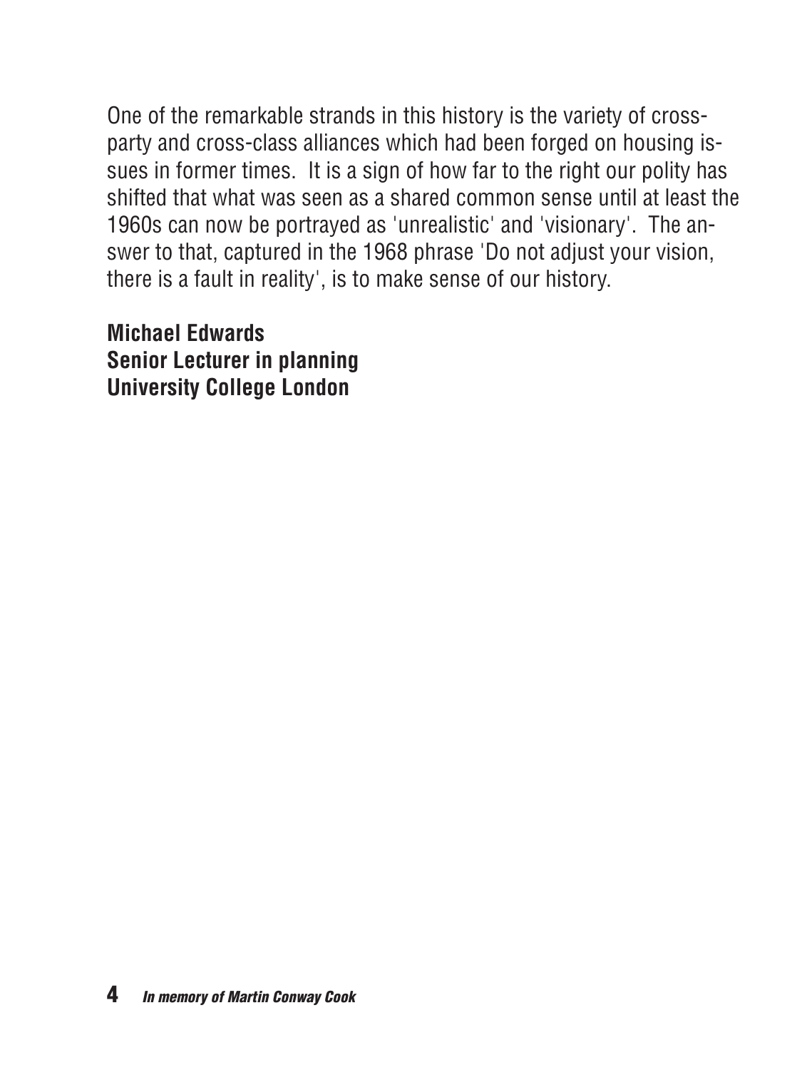One of the remarkable strands in this history is the variety of cross-party and cross-class alliances which had been forged on housing issues in former times. It is a sign of how far to the right our polity has shifted that what was seen as a shared common sense until at least the 1960s can now be portrayed as 'unrealistic' and 'visionary'. The answer to that, captured in the 1968 phrase 'Do not adjust your vision, there is a fault in reality', is to make sense of our history.

**Michael Edwards**
**Senior Lecturer in planning**
**University College London**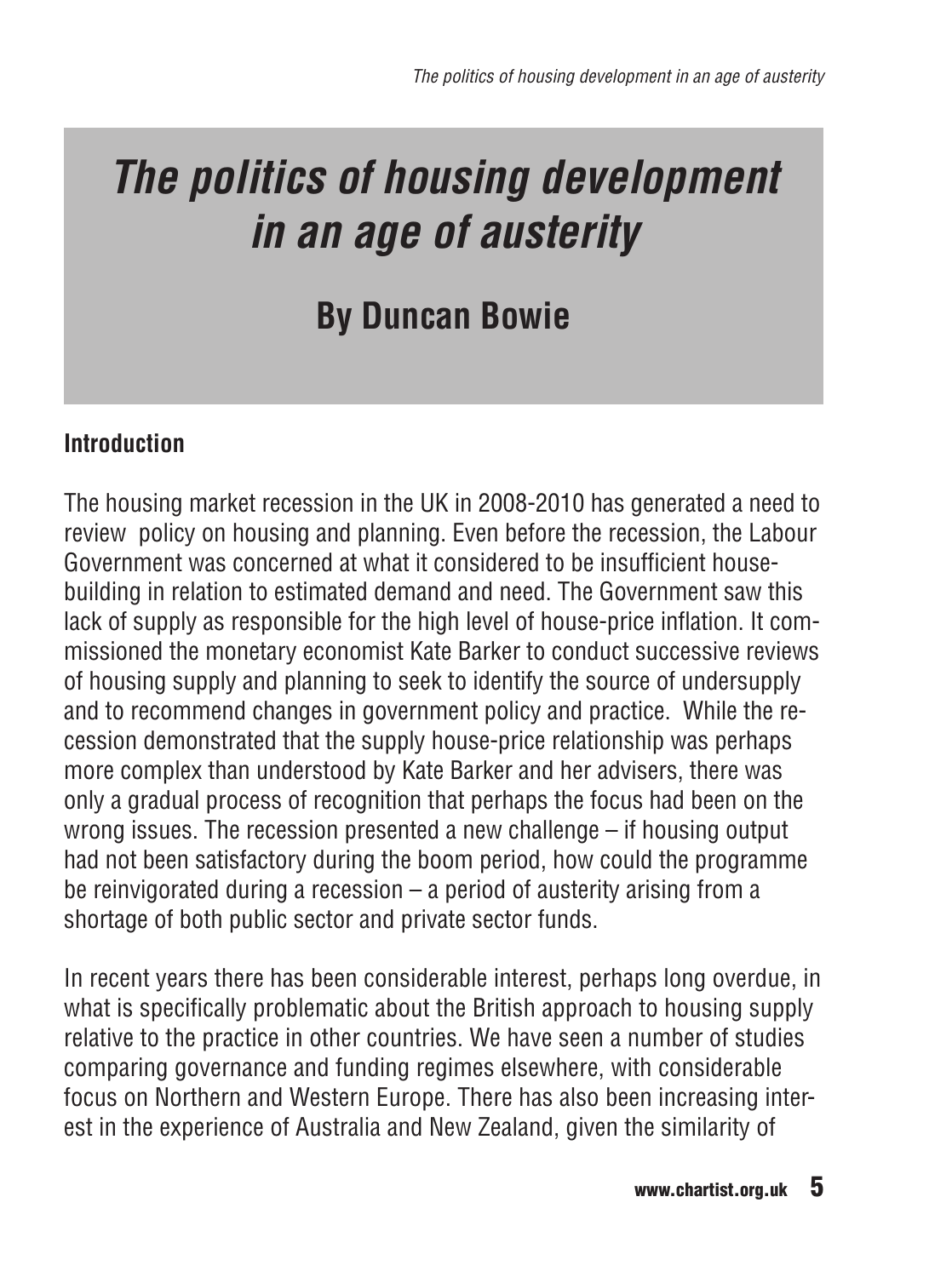# *The politics of housing development in an age of austerity*

## By Duncan Bowie

### Introduction

The housing market recession in the UK in 2008-2010 has generated a need to review policy on housing and planning. Even before the recession, the Labour Government was concerned at what it considered to be insufficient house-building in relation to estimated demand and need. The Government saw this lack of supply as responsible for the high level of house-price inflation. It commissioned the monetary economist Kate Barker to conduct successive reviews of housing supply and planning to seek to identify the source of undersupply and to recommend changes in government policy and practice. While the recession demonstrated that the supply house-price relationship was perhaps more complex than understood by Kate Barker and her advisers, there was only a gradual process of recognition that perhaps the focus had been on the wrong issues. The recession presented a new challenge – if housing output had not been satisfactory during the boom period, how could the programme be reinvigorated during a recession – a period of austerity arising from a shortage of both public sector and private sector funds.

In recent years there has been considerable interest, perhaps long overdue, in what is specifically problematic about the British approach to housing supply relative to the practice in other countries. We have seen a number of studies comparing governance and funding regimes elsewhere, with considerable focus on Northern and Western Europe. There has also been increasing interest in the experience of Australia and New Zealand, given the similarity of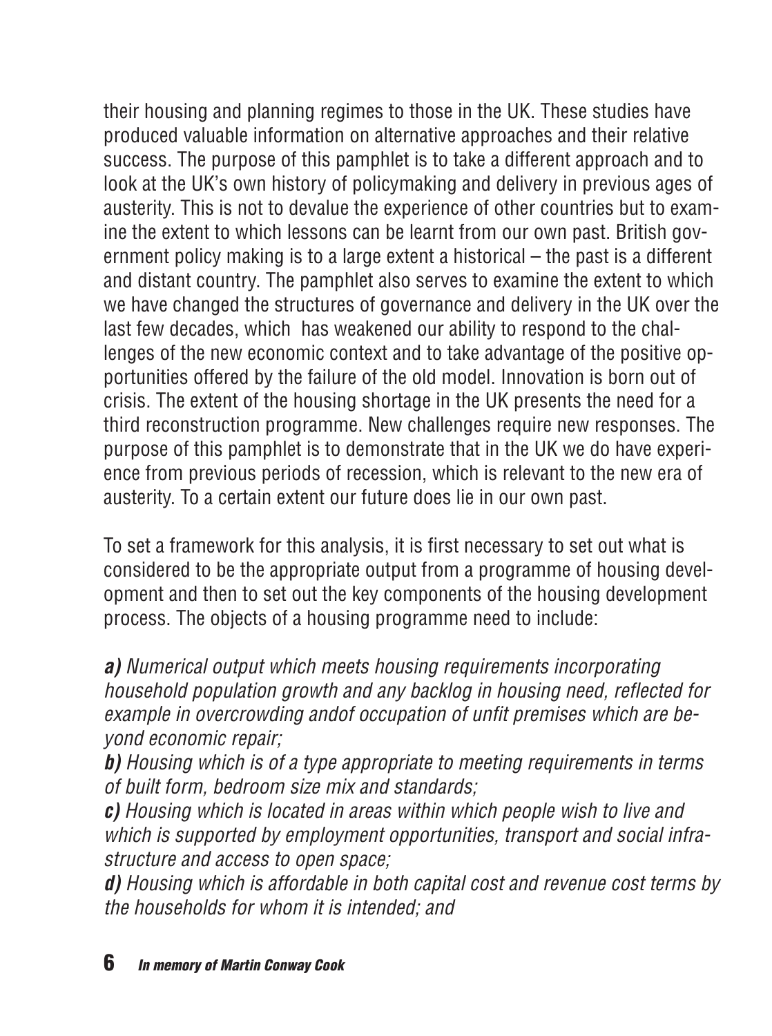their housing and planning regimes to those in the UK. These studies have produced valuable information on alternative approaches and their relative success. The purpose of this pamphlet is to take a different approach and to look at the UK's own history of policymaking and delivery in previous ages of austerity. This is not to devalue the experience of other countries but to examine the extent to which lessons can be learnt from our own past. British government policy making is to a large extent a historical – the past is a different and distant country. The pamphlet also serves to examine the extent to which we have changed the structures of governance and delivery in the UK over the last few decades, which has weakened our ability to respond to the challenges of the new economic context and to take advantage of the positive opportunities offered by the failure of the old model. Innovation is born out of crisis. The extent of the housing shortage in the UK presents the need for a third reconstruction programme. New challenges require new responses. The purpose of this pamphlet is to demonstrate that in the UK we do have experience from previous periods of recession, which is relevant to the new era of austerity. To a certain extent our future does lie in our own past.

To set a framework for this analysis, it is first necessary to set out what is considered to be the appropriate output from a programme of housing development and then to set out the key components of the housing development process. The objects of a housing programme need to include:

***a)*** *Numerical output which meets housing requirements incorporating household population growth and any backlog in housing need, reflected for example in overcrowding andof occupation of unfit premises which are beyond economic repair;*

***b)*** *Housing which is of a type appropriate to meeting requirements in terms of built form, bedroom size mix and standards;*

***c)*** *Housing which is located in areas within which people wish to live and which is supported by employment opportunities, transport and social infrastructure and access to open space;*

***d)*** *Housing which is affordable in both capital cost and revenue cost terms by the households for whom it is intended; and*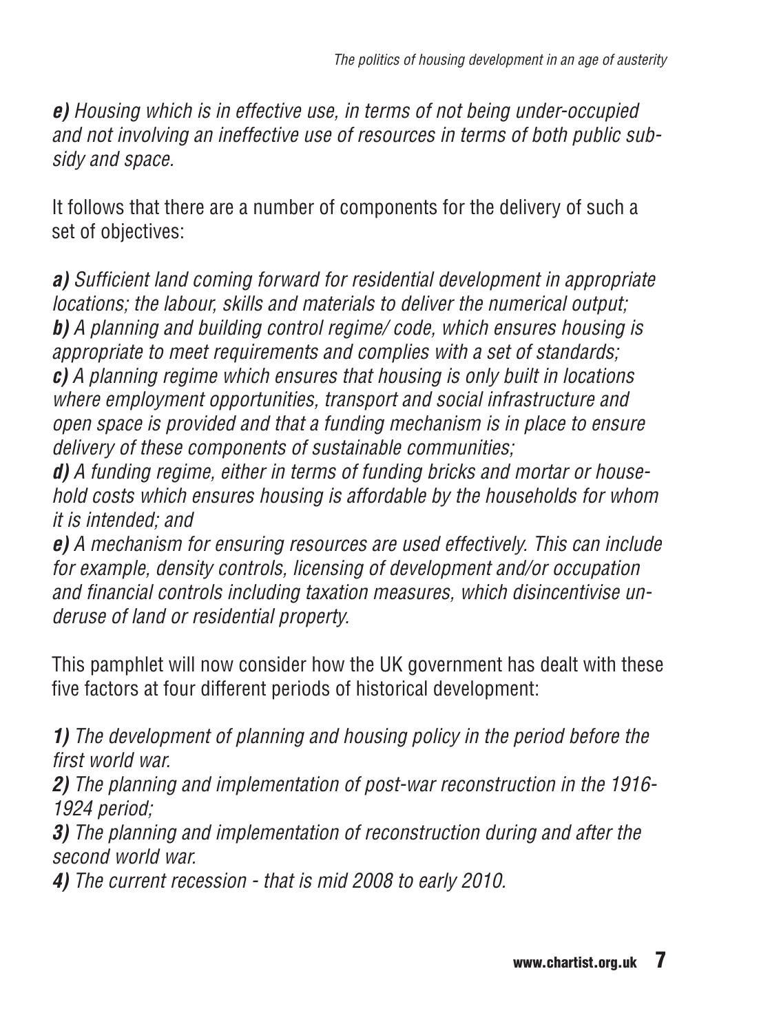***e)*** *Housing which is in effective use, in terms of not being under-occupied and not involving an ineffective use of resources in terms of both public subsidy and space.*

It follows that there are a number of components for the delivery of such a set of objectives:

***a)*** *Sufficient land coming forward for residential development in appropriate locations; the labour, skills and materials to deliver the numerical output;*
***b)*** *A planning and building control regime/ code, which ensures housing is appropriate to meet requirements and complies with a set of standards;*
***c)*** *A planning regime which ensures that housing is only built in locations where employment opportunities, transport and social infrastructure and open space is provided and that a funding mechanism is in place to ensure delivery of these components of sustainable communities;*
***d)*** *A funding regime, either in terms of funding bricks and mortar or household costs which ensures housing is affordable by the households for whom it is intended; and*
***e)*** *A mechanism for ensuring resources are used effectively. This can include for example, density controls, licensing of development and/or occupation and financial controls including taxation measures, which disincentivise underuse of land or residential property.*

This pamphlet will now consider how the UK government has dealt with these five factors at four different periods of historical development:

***1)*** *The development of planning and housing policy in the period before the first world war.*
***2)*** *The planning and implementation of post-war reconstruction in the 1916-1924 period;*
***3)*** *The planning and implementation of reconstruction during and after the second world war.*
***4)*** *The current recession - that is mid 2008 to early 2010.*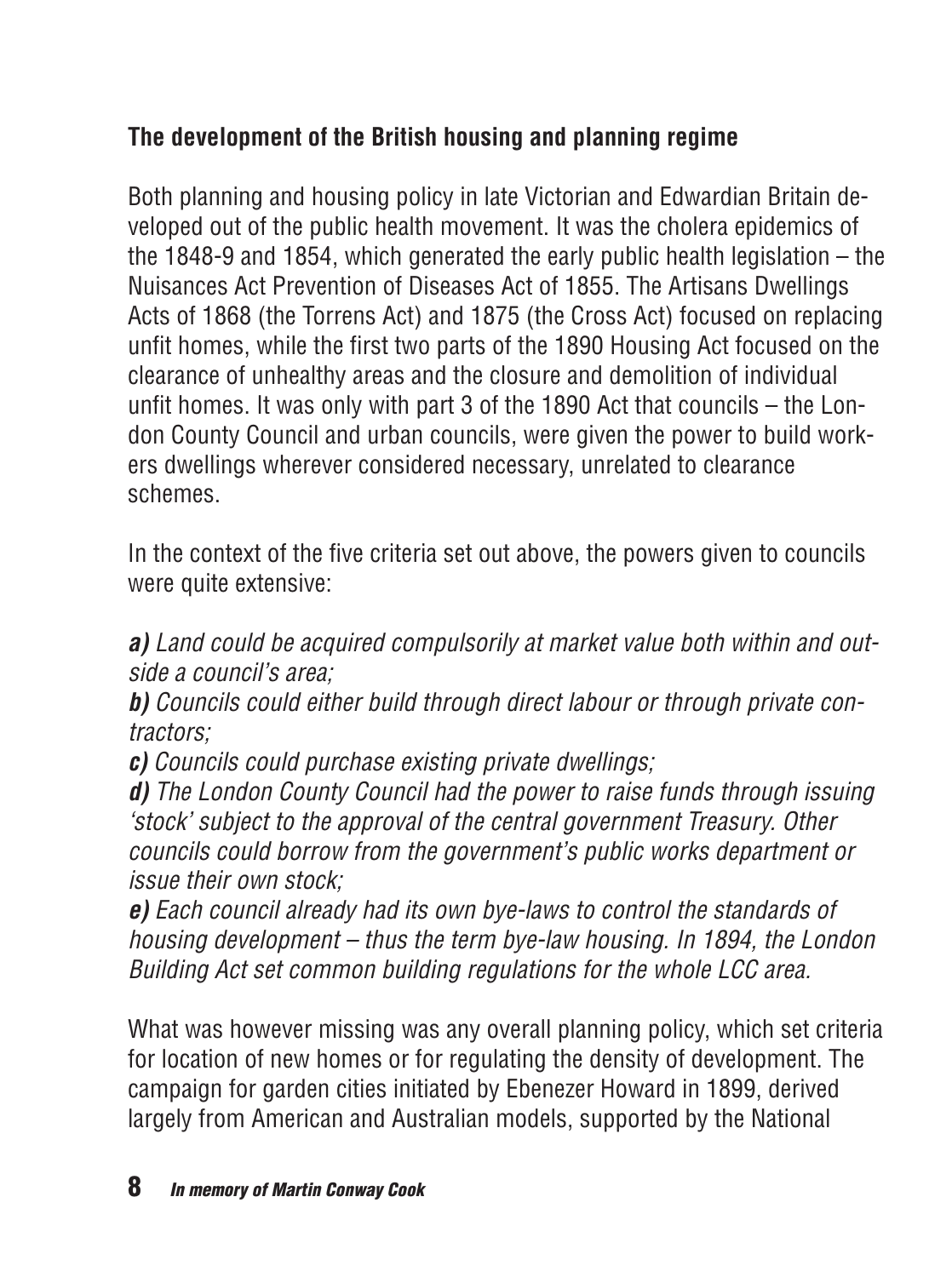## The development of the British housing and planning regime

Both planning and housing policy in late Victorian and Edwardian Britain developed out of the public health movement. It was the cholera epidemics of the 1848-9 and 1854, which generated the early public health legislation – the Nuisances Act Prevention of Diseases Act of 1855. The Artisans Dwellings Acts of 1868 (the Torrens Act) and 1875 (the Cross Act) focused on replacing unfit homes, while the first two parts of the 1890 Housing Act focused on the clearance of unhealthy areas and the closure and demolition of individual unfit homes. It was only with part 3 of the 1890 Act that councils – the London County Council and urban councils, were given the power to build workers dwellings wherever considered necessary, unrelated to clearance schemes.

In the context of the five criteria set out above, the powers given to councils were quite extensive:

***a)*** *Land could be acquired compulsorily at market value both within and outside a council's area;*
***b)*** *Councils could either build through direct labour or through private contractors;*
***c)*** *Councils could purchase existing private dwellings;*
***d)*** *The London County Council had the power to raise funds through issuing 'stock' subject to the approval of the central government Treasury. Other councils could borrow from the government's public works department or issue their own stock;*
***e)*** *Each council already had its own bye-laws to control the standards of housing development – thus the term bye-law housing. In 1894, the London Building Act set common building regulations for the whole LCC area.*

What was however missing was any overall planning policy, which set criteria for location of new homes or for regulating the density of development. The campaign for garden cities initiated by Ebenezer Howard in 1899, derived largely from American and Australian models, supported by the National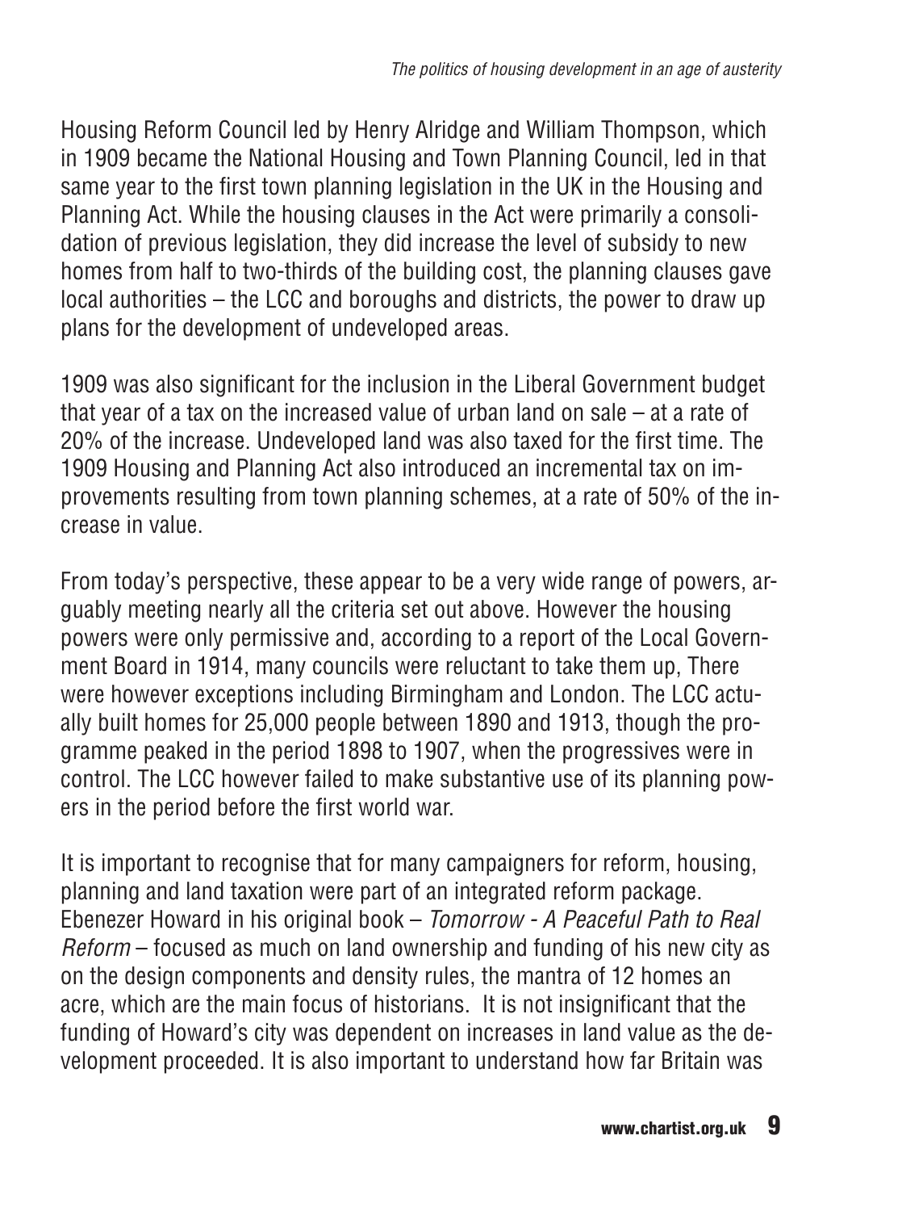Housing Reform Council led by Henry Alridge and William Thompson, which in 1909 became the National Housing and Town Planning Council, led in that same year to the first town planning legislation in the UK in the Housing and Planning Act. While the housing clauses in the Act were primarily a consolidation of previous legislation, they did increase the level of subsidy to new homes from half to two-thirds of the building cost, the planning clauses gave local authorities – the LCC and boroughs and districts, the power to draw up plans for the development of undeveloped areas.

1909 was also significant for the inclusion in the Liberal Government budget that year of a tax on the increased value of urban land on sale – at a rate of 20% of the increase. Undeveloped land was also taxed for the first time. The 1909 Housing and Planning Act also introduced an incremental tax on improvements resulting from town planning schemes, at a rate of 50% of the increase in value.

From today's perspective, these appear to be a very wide range of powers, arguably meeting nearly all the criteria set out above. However the housing powers were only permissive and, according to a report of the Local Government Board in 1914, many councils were reluctant to take them up, There were however exceptions including Birmingham and London. The LCC actually built homes for 25,000 people between 1890 and 1913, though the programme peaked in the period 1898 to 1907, when the progressives were in control. The LCC however failed to make substantive use of its planning powers in the period before the first world war.

It is important to recognise that for many campaigners for reform, housing, planning and land taxation were part of an integrated reform package. Ebenezer Howard in his original book – *Tomorrow - A Peaceful Path to Real Reform* – focused as much on land ownership and funding of his new city as on the design components and density rules, the mantra of 12 homes an acre, which are the main focus of historians. It is not insignificant that the funding of Howard's city was dependent on increases in land value as the development proceeded. It is also important to understand how far Britain was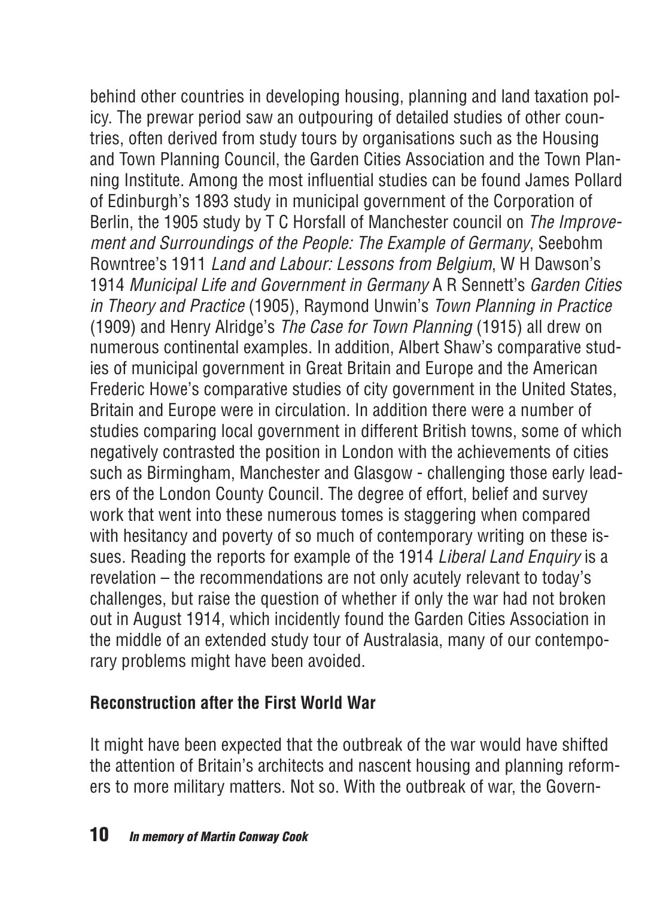behind other countries in developing housing, planning and land taxation policy. The prewar period saw an outpouring of detailed studies of other countries, often derived from study tours by organisations such as the Housing and Town Planning Council, the Garden Cities Association and the Town Planning Institute. Among the most influential studies can be found James Pollard of Edinburgh's 1893 study in municipal government of the Corporation of Berlin, the 1905 study by T C Horsfall of Manchester council on *The Improvement and Surroundings of the People: The Example of Germany*, Seebohm Rowntree's 1911 *Land and Labour: Lessons from Belgium*, W H Dawson's 1914 *Municipal Life and Government in Germany* A R Sennett's *Garden Cities in Theory and Practice* (1905), Raymond Unwin's *Town Planning in Practice* (1909) and Henry Alridge's *The Case for Town Planning* (1915) all drew on numerous continental examples. In addition, Albert Shaw's comparative studies of municipal government in Great Britain and Europe and the American Frederic Howe's comparative studies of city government in the United States, Britain and Europe were in circulation. In addition there were a number of studies comparing local government in different British towns, some of which negatively contrasted the position in London with the achievements of cities such as Birmingham, Manchester and Glasgow - challenging those early leaders of the London County Council. The degree of effort, belief and survey work that went into these numerous tomes is staggering when compared with hesitancy and poverty of so much of contemporary writing on these issues. Reading the reports for example of the 1914 *Liberal Land Enquiry* is a revelation – the recommendations are not only acutely relevant to today's challenges, but raise the question of whether if only the war had not broken out in August 1914, which incidently found the Garden Cities Association in the middle of an extended study tour of Australasia, many of our contemporary problems might have been avoided.

## Reconstruction after the First World War

It might have been expected that the outbreak of the war would have shifted the attention of Britain's architects and nascent housing and planning reformers to more military matters. Not so. With the outbreak of war, the Govern-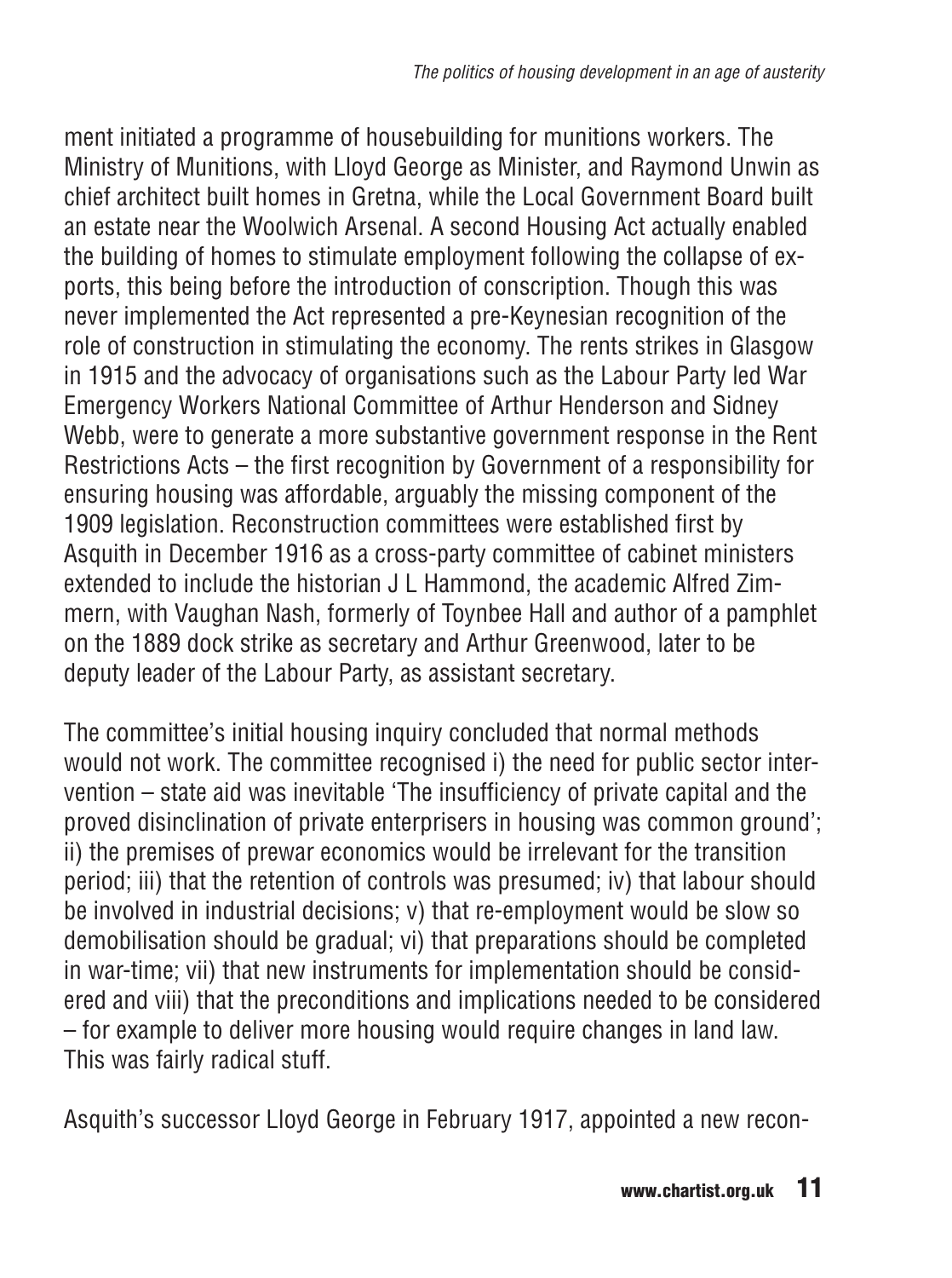ment initiated a programme of housebuilding for munitions workers. The Ministry of Munitions, with Lloyd George as Minister, and Raymond Unwin as chief architect built homes in Gretna, while the Local Government Board built an estate near the Woolwich Arsenal. A second Housing Act actually enabled the building of homes to stimulate employment following the collapse of exports, this being before the introduction of conscription. Though this was never implemented the Act represented a pre-Keynesian recognition of the role of construction in stimulating the economy. The rents strikes in Glasgow in 1915 and the advocacy of organisations such as the Labour Party led War Emergency Workers National Committee of Arthur Henderson and Sidney Webb, were to generate a more substantive government response in the Rent Restrictions Acts – the first recognition by Government of a responsibility for ensuring housing was affordable, arguably the missing component of the 1909 legislation. Reconstruction committees were established first by Asquith in December 1916 as a cross-party committee of cabinet ministers extended to include the historian J L Hammond, the academic Alfred Zimmern, with Vaughan Nash, formerly of Toynbee Hall and author of a pamphlet on the 1889 dock strike as secretary and Arthur Greenwood, later to be deputy leader of the Labour Party, as assistant secretary.

The committee's initial housing inquiry concluded that normal methods would not work. The committee recognised i) the need for public sector intervention – state aid was inevitable 'The insufficiency of private capital and the proved disinclination of private enterprisers in housing was common ground'; ii) the premises of prewar economics would be irrelevant for the transition period; iii) that the retention of controls was presumed; iv) that labour should be involved in industrial decisions; v) that re-employment would be slow so demobilisation should be gradual; vi) that preparations should be completed in war-time; vii) that new instruments for implementation should be considered and viii) that the preconditions and implications needed to be considered – for example to deliver more housing would require changes in land law. This was fairly radical stuff.

Asquith's successor Lloyd George in February 1917, appointed a new recon-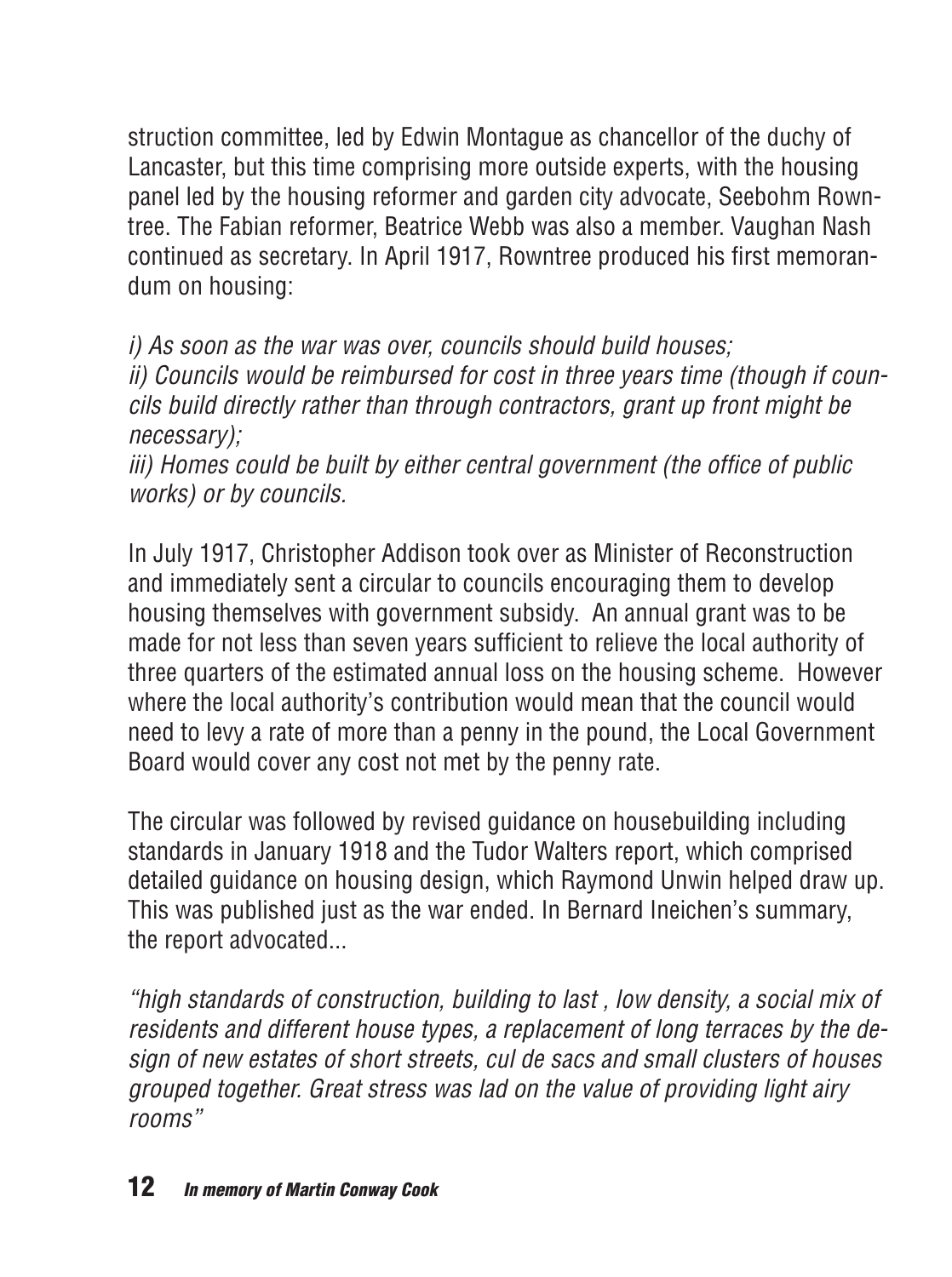struction committee, led by Edwin Montague as chancellor of the duchy of Lancaster, but this time comprising more outside experts, with the housing panel led by the housing reformer and garden city advocate, Seebohm Rowntree. The Fabian reformer, Beatrice Webb was also a member. Vaughan Nash continued as secretary. In April 1917, Rowntree produced his first memorandum on housing:

*i) As soon as the war was over, councils should build houses;*
*ii) Councils would be reimbursed for cost in three years time (though if councils build directly rather than through contractors, grant up front might be necessary);*
*iii) Homes could be built by either central government (the office of public works) or by councils.*

In July 1917, Christopher Addison took over as Minister of Reconstruction and immediately sent a circular to councils encouraging them to develop housing themselves with government subsidy. An annual grant was to be made for not less than seven years sufficient to relieve the local authority of three quarters of the estimated annual loss on the housing scheme. However where the local authority's contribution would mean that the council would need to levy a rate of more than a penny in the pound, the Local Government Board would cover any cost not met by the penny rate.

The circular was followed by revised guidance on housebuilding including standards in January 1918 and the Tudor Walters report, which comprised detailed guidance on housing design, which Raymond Unwin helped draw up. This was published just as the war ended. In Bernard Ineichen's summary, the report advocated...

*"high standards of construction, building to last , low density, a social mix of residents and different house types, a replacement of long terraces by the design of new estates of short streets, cul de sacs and small clusters of houses grouped together. Great stress was lad on the value of providing light airy rooms"*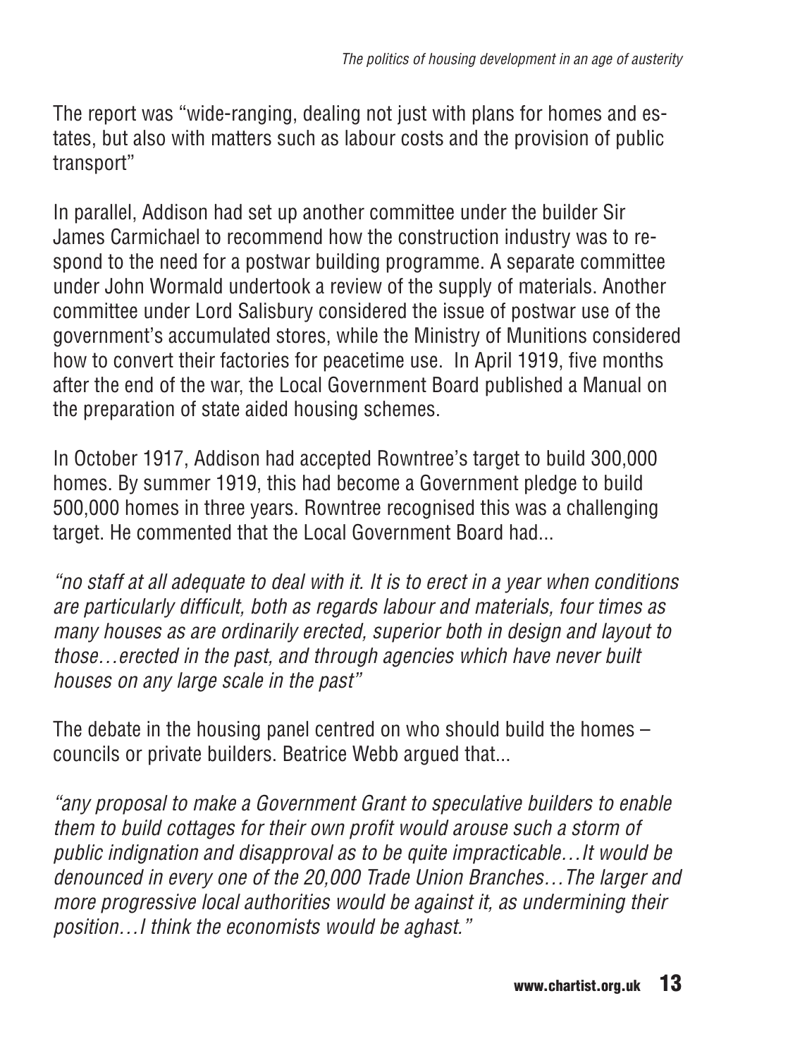The report was "wide-ranging, dealing not just with plans for homes and estates, but also with matters such as labour costs and the provision of public transport"

In parallel, Addison had set up another committee under the builder Sir James Carmichael to recommend how the construction industry was to respond to the need for a postwar building programme. A separate committee under John Wormald undertook a review of the supply of materials. Another committee under Lord Salisbury considered the issue of postwar use of the government's accumulated stores, while the Ministry of Munitions considered how to convert their factories for peacetime use. In April 1919, five months after the end of the war, the Local Government Board published a Manual on the preparation of state aided housing schemes.

In October 1917, Addison had accepted Rowntree's target to build 300,000 homes. By summer 1919, this had become a Government pledge to build 500,000 homes in three years. Rowntree recognised this was a challenging target. He commented that the Local Government Board had...

*"no staff at all adequate to deal with it. It is to erect in a year when conditions are particularly difficult, both as regards labour and materials, four times as many houses as are ordinarily erected, superior both in design and layout to those…erected in the past, and through agencies which have never built houses on any large scale in the past"*

The debate in the housing panel centred on who should build the homes – councils or private builders. Beatrice Webb argued that...

*"any proposal to make a Government Grant to speculative builders to enable them to build cottages for their own profit would arouse such a storm of public indignation and disapproval as to be quite impracticable…It would be denounced in every one of the 20,000 Trade Union Branches…The larger and more progressive local authorities would be against it, as undermining their position…I think the economists would be aghast."*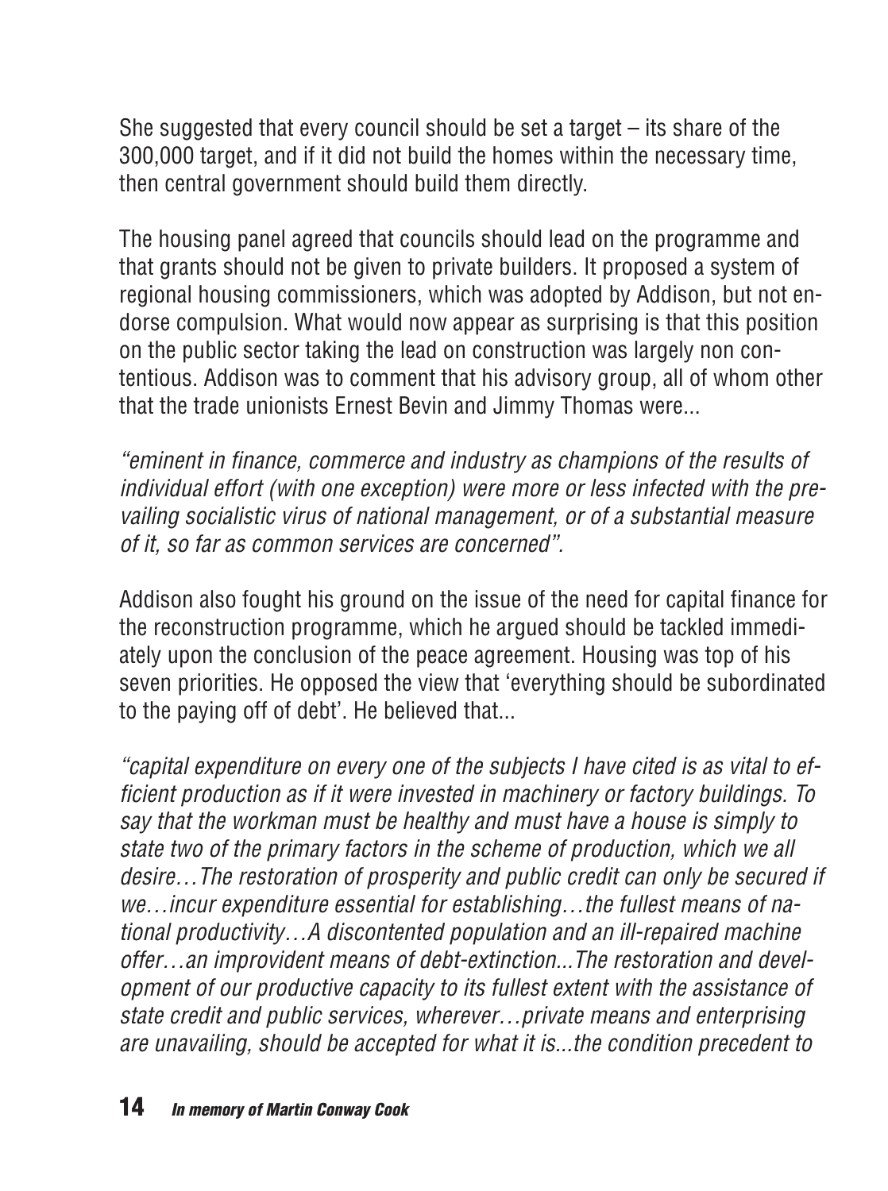She suggested that every council should be set a target – its share of the 300,000 target, and if it did not build the homes within the necessary time, then central government should build them directly.

The housing panel agreed that councils should lead on the programme and that grants should not be given to private builders. It proposed a system of regional housing commissioners, which was adopted by Addison, but not endorse compulsion. What would now appear as surprising is that this position on the public sector taking the lead on construction was largely non contentious. Addison was to comment that his advisory group, all of whom other that the trade unionists Ernest Bevin and Jimmy Thomas were...

*"eminent in finance, commerce and industry as champions of the results of individual effort (with one exception) were more or less infected with the prevailing socialistic virus of national management, or of a substantial measure of it, so far as common services are concerned".*

Addison also fought his ground on the issue of the need for capital finance for the reconstruction programme, which he argued should be tackled immediately upon the conclusion of the peace agreement. Housing was top of his seven priorities. He opposed the view that 'everything should be subordinated to the paying off of debt'. He believed that...

*"capital expenditure on every one of the subjects I have cited is as vital to efficient production as if it were invested in machinery or factory buildings. To say that the workman must be healthy and must have a house is simply to state two of the primary factors in the scheme of production, which we all desire…The restoration of prosperity and public credit can only be secured if we…incur expenditure essential for establishing…the fullest means of national productivity…A discontented population and an ill-repaired machine offer…an improvident means of debt-extinction...The restoration and development of our productive capacity to its fullest extent with the assistance of state credit and public services, wherever…private means and enterprising are unavailing, should be accepted for what it is...the condition precedent to*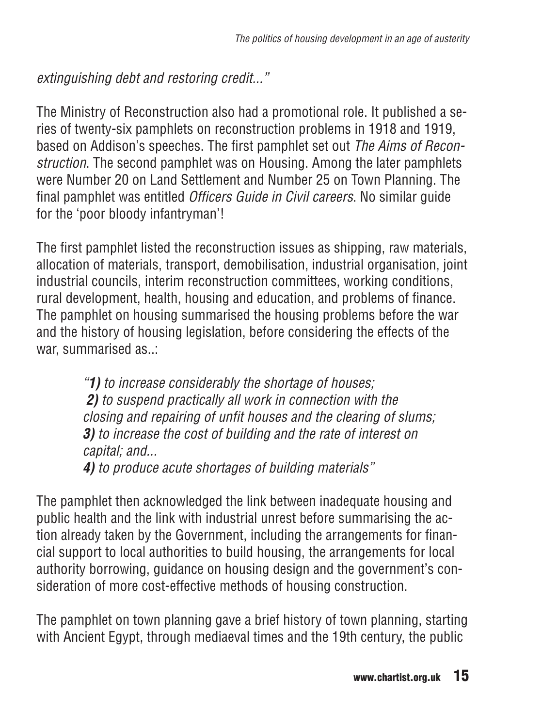*extinguishing debt and restoring credit..."*

The Ministry of Reconstruction also had a promotional role. It published a series of twenty-six pamphlets on reconstruction problems in 1918 and 1919, based on Addison's speeches. The first pamphlet set out *The Aims of Reconstruction*. The second pamphlet was on Housing. Among the later pamphlets were Number 20 on Land Settlement and Number 25 on Town Planning. The final pamphlet was entitled *Officers Guide in Civil careers*. No similar guide for the 'poor bloody infantryman'!

The first pamphlet listed the reconstruction issues as shipping, raw materials, allocation of materials, transport, demobilisation, industrial organisation, joint industrial councils, interim reconstruction committees, working conditions, rural development, health, housing and education, and problems of finance. The pamphlet on housing summarised the housing problems before the war and the history of housing legislation, before considering the effects of the war, summarised as..:

> *"**1)** to increase considerably the shortage of houses;*
> ***2)** to suspend practically all work in connection with the closing and repairing of unfit houses and the clearing of slums;*
> ***3)** to increase the cost of building and the rate of interest on capital; and...*
> ***4)** to produce acute shortages of building materials"*

The pamphlet then acknowledged the link between inadequate housing and public health and the link with industrial unrest before summarising the action already taken by the Government, including the arrangements for financial support to local authorities to build housing, the arrangements for local authority borrowing, guidance on housing design and the government's consideration of more cost-effective methods of housing construction.

The pamphlet on town planning gave a brief history of town planning, starting with Ancient Egypt, through mediaeval times and the 19th century, the public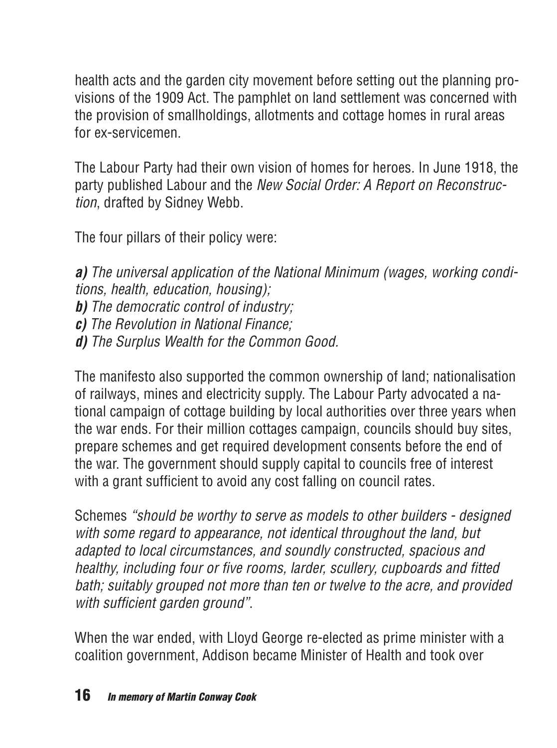health acts and the garden city movement before setting out the planning provisions of the 1909 Act. The pamphlet on land settlement was concerned with the provision of smallholdings, allotments and cottage homes in rural areas for ex-servicemen.

The Labour Party had their own vision of homes for heroes. In June 1918, the party published Labour and the *New Social Order: A Report on Reconstruction*, drafted by Sidney Webb.

The four pillars of their policy were:

***a)*** *The universal application of the National Minimum (wages, working conditions, health, education, housing);*
***b)*** *The democratic control of industry;*
***c)*** *The Revolution in National Finance;*
***d)*** *The Surplus Wealth for the Common Good.*

The manifesto also supported the common ownership of land; nationalisation of railways, mines and electricity supply. The Labour Party advocated a national campaign of cottage building by local authorities over three years when the war ends. For their million cottages campaign, councils should buy sites, prepare schemes and get required development consents before the end of the war. The government should supply capital to councils free of interest with a grant sufficient to avoid any cost falling on council rates.

Schemes *"should be worthy to serve as models to other builders - designed with some regard to appearance, not identical throughout the land, but adapted to local circumstances, and soundly constructed, spacious and healthy, including four or five rooms, larder, scullery, cupboards and fitted bath; suitably grouped not more than ten or twelve to the acre, and provided with sufficient garden ground"*.

When the war ended, with Lloyd George re-elected as prime minister with a coalition government, Addison became Minister of Health and took over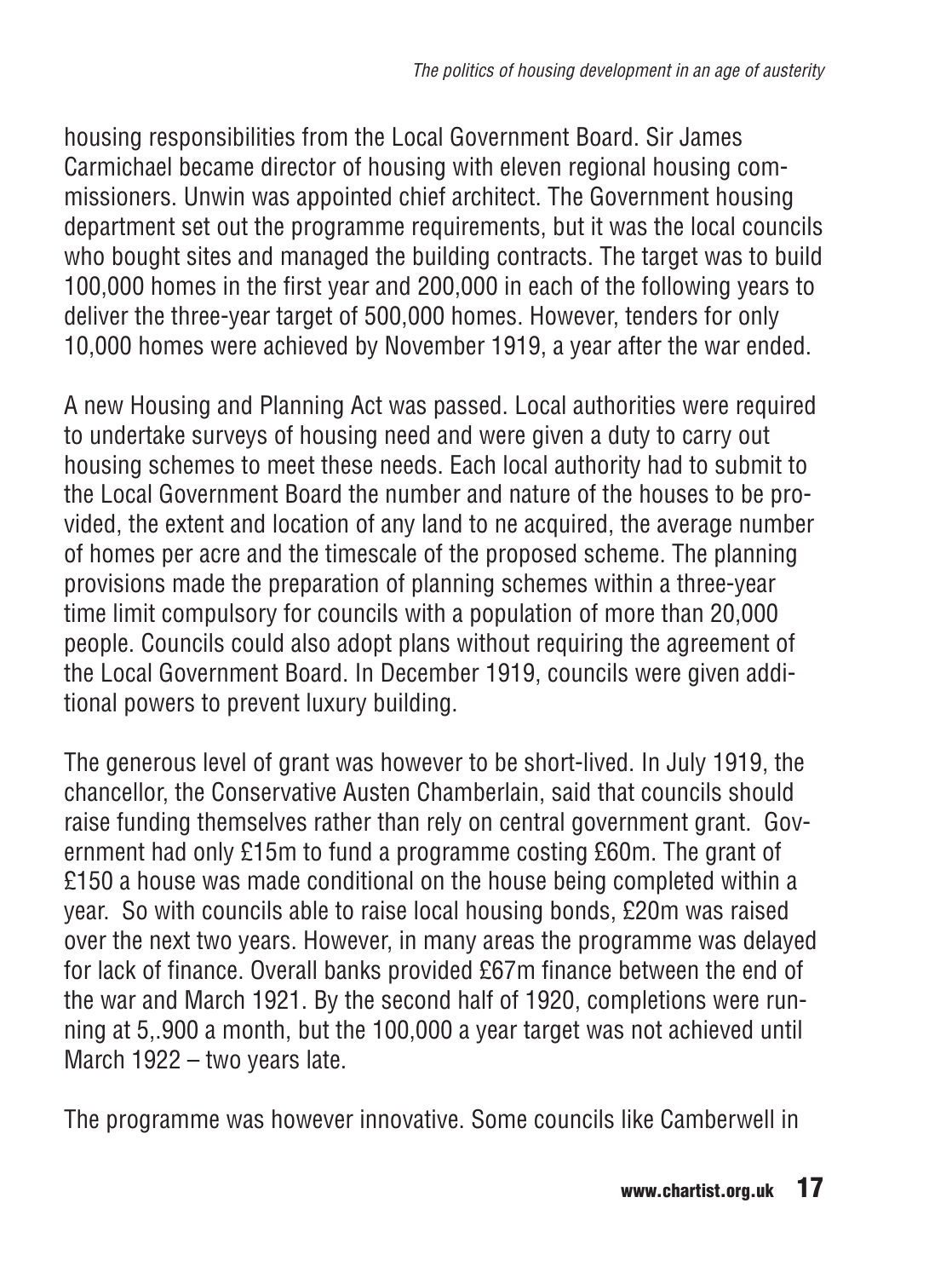housing responsibilities from the Local Government Board. Sir James Carmichael became director of housing with eleven regional housing commissioners. Unwin was appointed chief architect. The Government housing department set out the programme requirements, but it was the local councils who bought sites and managed the building contracts. The target was to build 100,000 homes in the first year and 200,000 in each of the following years to deliver the three-year target of 500,000 homes. However, tenders for only 10,000 homes were achieved by November 1919, a year after the war ended.

A new Housing and Planning Act was passed. Local authorities were required to undertake surveys of housing need and were given a duty to carry out housing schemes to meet these needs. Each local authority had to submit to the Local Government Board the number and nature of the houses to be provided, the extent and location of any land to ne acquired, the average number of homes per acre and the timescale of the proposed scheme. The planning provisions made the preparation of planning schemes within a three-year time limit compulsory for councils with a population of more than 20,000 people. Councils could also adopt plans without requiring the agreement of the Local Government Board. In December 1919, councils were given additional powers to prevent luxury building.

The generous level of grant was however to be short-lived. In July 1919, the chancellor, the Conservative Austen Chamberlain, said that councils should raise funding themselves rather than rely on central government grant. Government had only £15m to fund a programme costing £60m. The grant of £150 a house was made conditional on the house being completed within a year. So with councils able to raise local housing bonds, £20m was raised over the next two years. However, in many areas the programme was delayed for lack of finance. Overall banks provided £67m finance between the end of the war and March 1921. By the second half of 1920, completions were running at 5,.900 a month, but the 100,000 a year target was not achieved until March 1922 – two years late.

The programme was however innovative. Some councils like Camberwell in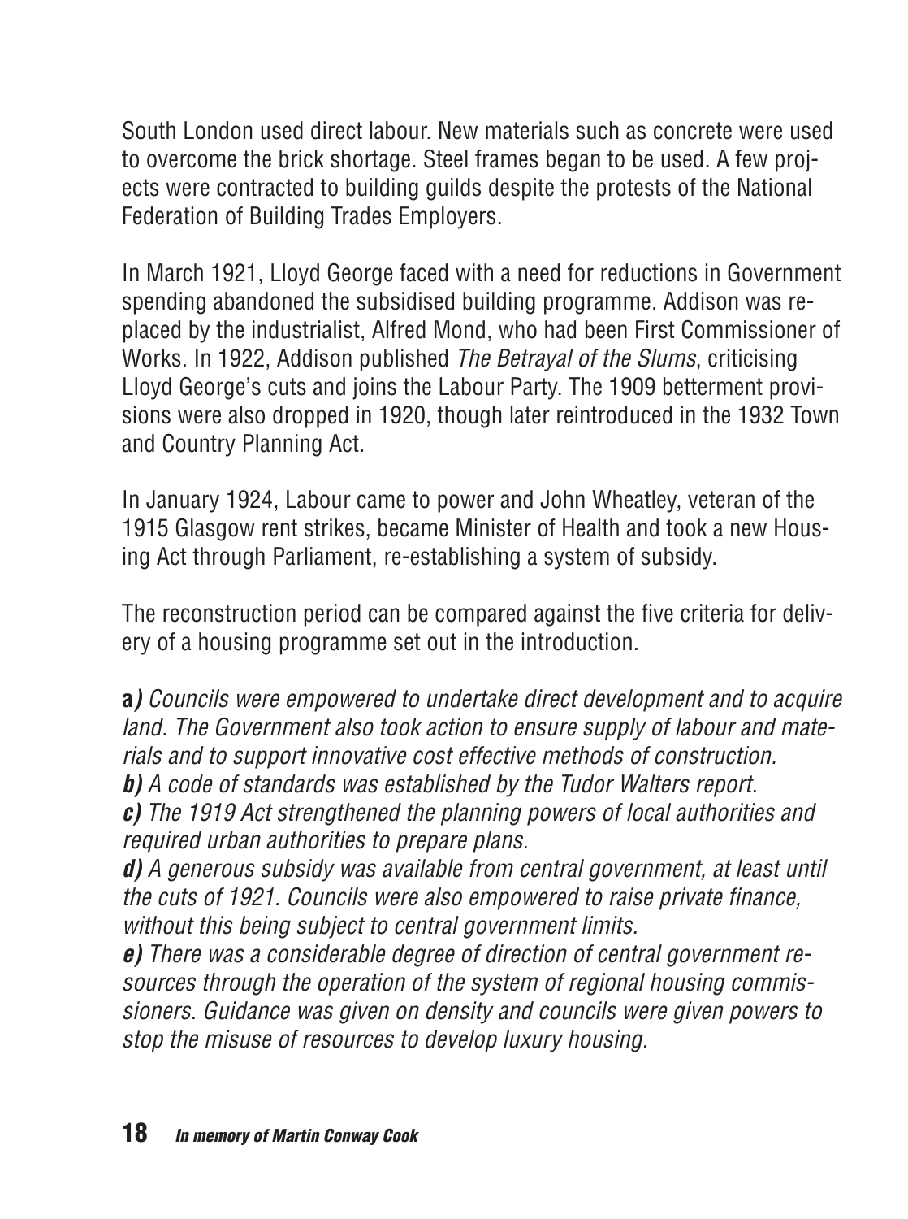South London used direct labour. New materials such as concrete were used to overcome the brick shortage. Steel frames began to be used. A few projects were contracted to building guilds despite the protests of the National Federation of Building Trades Employers.

In March 1921, Lloyd George faced with a need for reductions in Government spending abandoned the subsidised building programme. Addison was replaced by the industrialist, Alfred Mond, who had been First Commissioner of Works. In 1922, Addison published *The Betrayal of the Slums*, criticising Lloyd George's cuts and joins the Labour Party. The 1909 betterment provisions were also dropped in 1920, though later reintroduced in the 1932 Town and Country Planning Act.

In January 1924, Labour came to power and John Wheatley, veteran of the 1915 Glasgow rent strikes, became Minister of Health and took a new Housing Act through Parliament, re-establishing a system of subsidy.

The reconstruction period can be compared against the five criteria for delivery of a housing programme set out in the introduction.

**a)** *Councils were empowered to undertake direct development and to acquire land. The Government also took action to ensure supply of labour and materials and to support innovative cost effective methods of construction.*
***b)*** *A code of standards was established by the Tudor Walters report.*
***c)*** *The 1919 Act strengthened the planning powers of local authorities and required urban authorities to prepare plans.*
***d)*** *A generous subsidy was available from central government, at least until the cuts of 1921. Councils were also empowered to raise private finance, without this being subject to central government limits.*
***e)*** *There was a considerable degree of direction of central government resources through the operation of the system of regional housing commissioners. Guidance was given on density and councils were given powers to stop the misuse of resources to develop luxury housing.*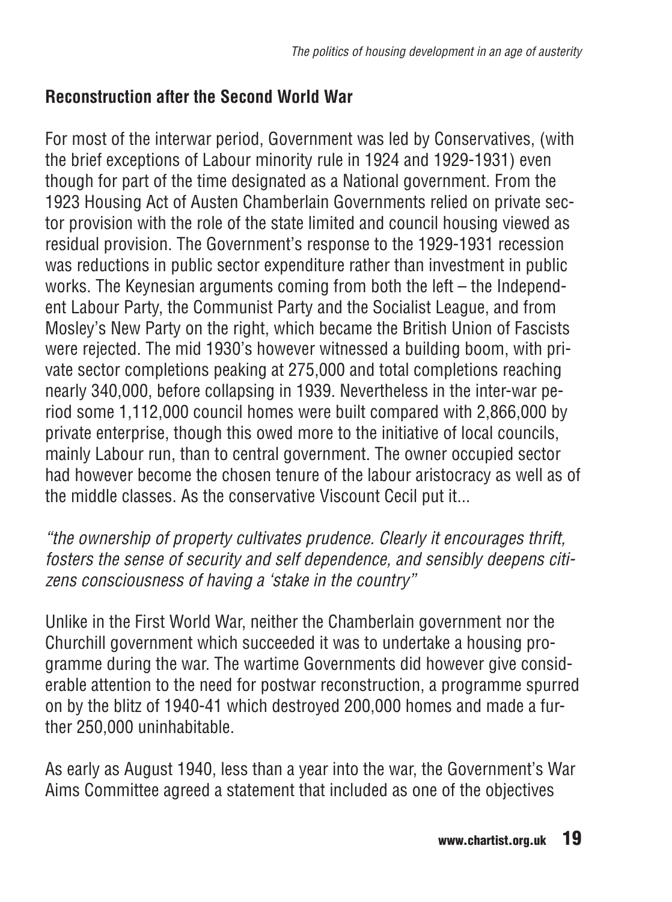## Reconstruction after the Second World War

For most of the interwar period, Government was led by Conservatives, (with the brief exceptions of Labour minority rule in 1924 and 1929-1931) even though for part of the time designated as a National government. From the 1923 Housing Act of Austen Chamberlain Governments relied on private sector provision with the role of the state limited and council housing viewed as residual provision. The Government's response to the 1929-1931 recession was reductions in public sector expenditure rather than investment in public works. The Keynesian arguments coming from both the left – the Independent Labour Party, the Communist Party and the Socialist League, and from Mosley's New Party on the right, which became the British Union of Fascists were rejected. The mid 1930's however witnessed a building boom, with private sector completions peaking at 275,000 and total completions reaching nearly 340,000, before collapsing in 1939. Nevertheless in the inter-war period some 1,112,000 council homes were built compared with 2,866,000 by private enterprise, though this owed more to the initiative of local councils, mainly Labour run, than to central government. The owner occupied sector had however become the chosen tenure of the labour aristocracy as well as of the middle classes. As the conservative Viscount Cecil put it...

*"the ownership of property cultivates prudence. Clearly it encourages thrift, fosters the sense of security and self dependence, and sensibly deepens citizens consciousness of having a 'stake in the country"*

Unlike in the First World War, neither the Chamberlain government nor the Churchill government which succeeded it was to undertake a housing programme during the war. The wartime Governments did however give considerable attention to the need for postwar reconstruction, a programme spurred on by the blitz of 1940-41 which destroyed 200,000 homes and made a further 250,000 uninhabitable.

As early as August 1940, less than a year into the war, the Government's War Aims Committee agreed a statement that included as one of the objectives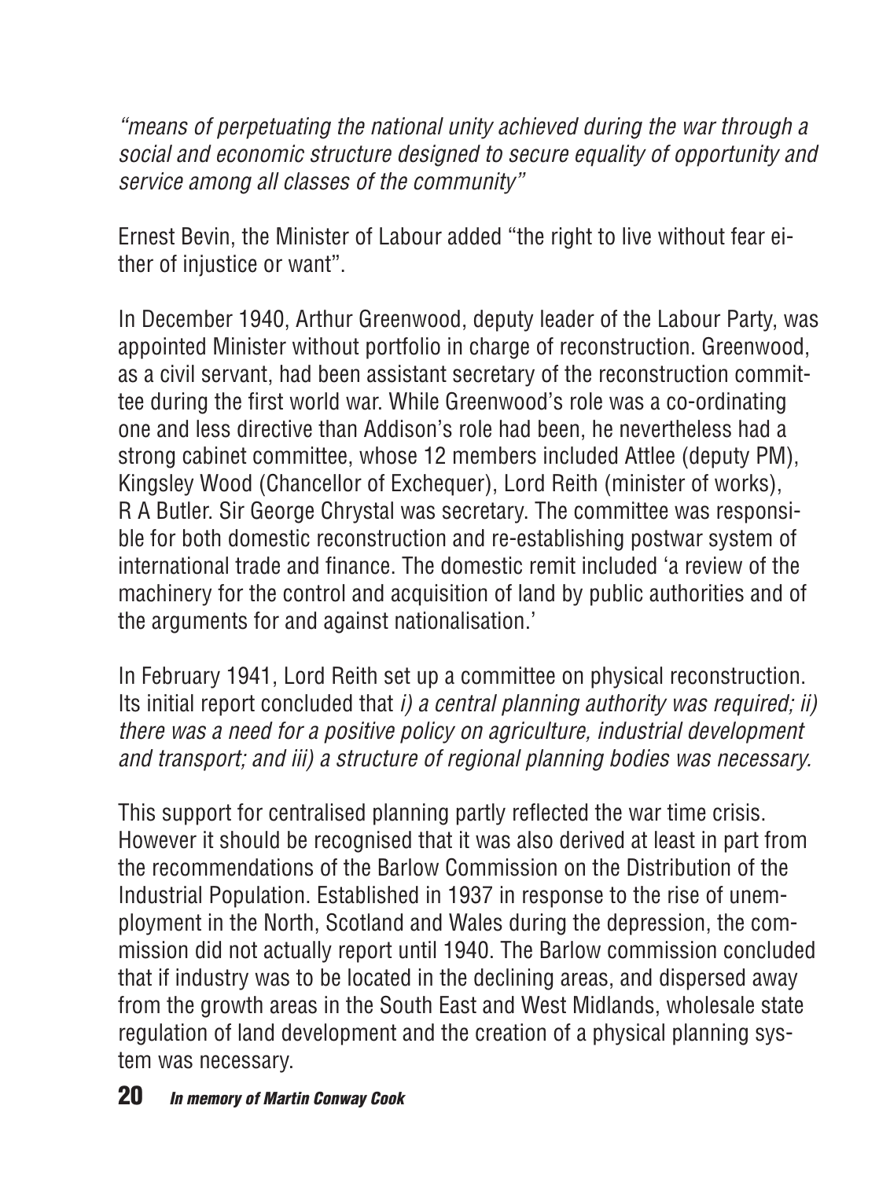*"means of perpetuating the national unity achieved during the war through a social and economic structure designed to secure equality of opportunity and service among all classes of the community"*

Ernest Bevin, the Minister of Labour added "the right to live without fear either of injustice or want".

In December 1940, Arthur Greenwood, deputy leader of the Labour Party, was appointed Minister without portfolio in charge of reconstruction. Greenwood, as a civil servant, had been assistant secretary of the reconstruction committee during the first world war. While Greenwood's role was a co-ordinating one and less directive than Addison's role had been, he nevertheless had a strong cabinet committee, whose 12 members included Attlee (deputy PM), Kingsley Wood (Chancellor of Exchequer), Lord Reith (minister of works), R A Butler. Sir George Chrystal was secretary. The committee was responsible for both domestic reconstruction and re-establishing postwar system of international trade and finance. The domestic remit included 'a review of the machinery for the control and acquisition of land by public authorities and of the arguments for and against nationalisation.'

In February 1941, Lord Reith set up a committee on physical reconstruction. Its initial report concluded that *i) a central planning authority was required; ii) there was a need for a positive policy on agriculture, industrial development and transport; and iii) a structure of regional planning bodies was necessary.*

This support for centralised planning partly reflected the war time crisis. However it should be recognised that it was also derived at least in part from the recommendations of the Barlow Commission on the Distribution of the Industrial Population. Established in 1937 in response to the rise of unemployment in the North, Scotland and Wales during the depression, the commission did not actually report until 1940. The Barlow commission concluded that if industry was to be located in the declining areas, and dispersed away from the growth areas in the South East and West Midlands, wholesale state regulation of land development and the creation of a physical planning system was necessary.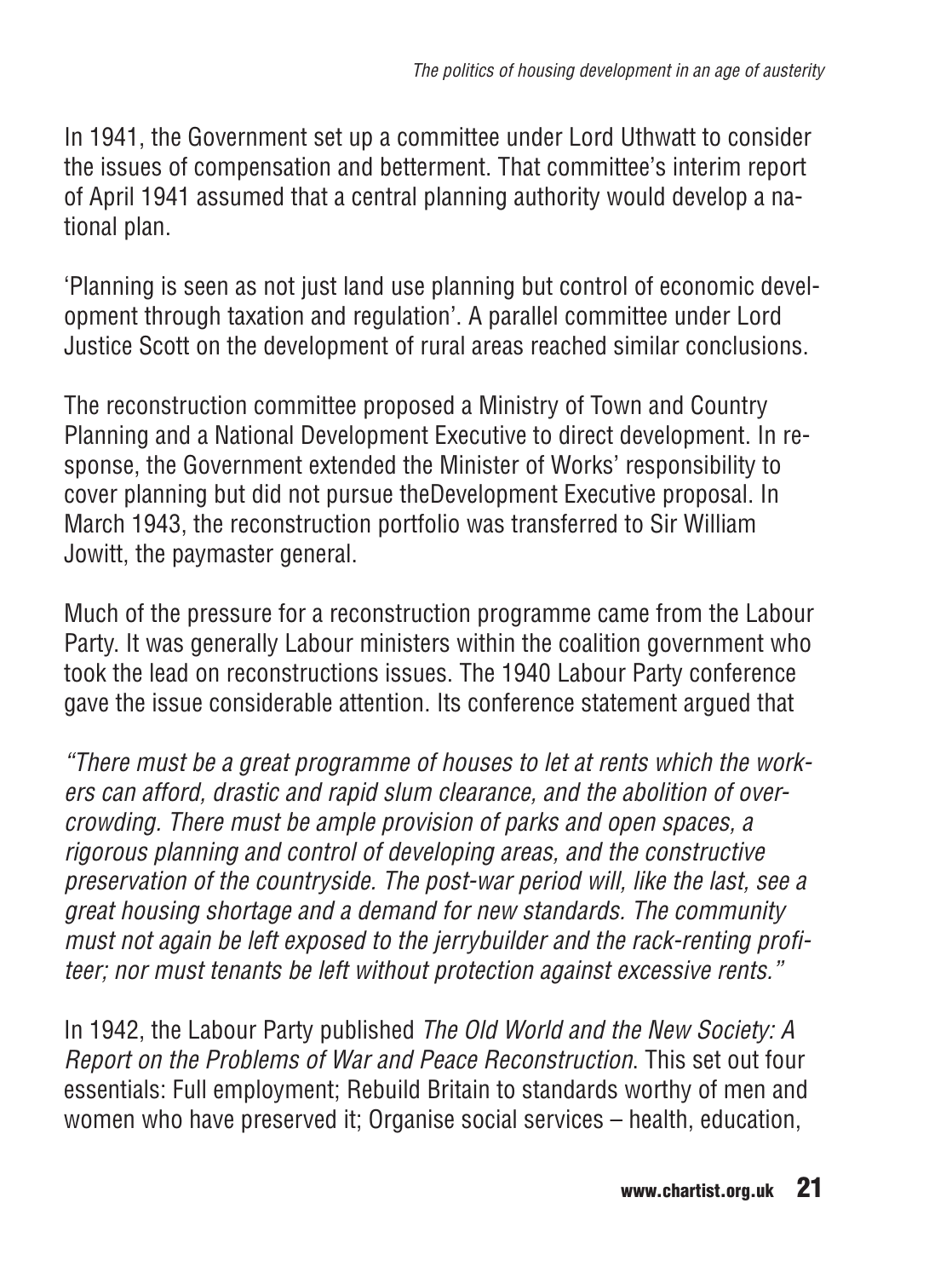In 1941, the Government set up a committee under Lord Uthwatt to consider the issues of compensation and betterment. That committee's interim report of April 1941 assumed that a central planning authority would develop a national plan.

'Planning is seen as not just land use planning but control of economic development through taxation and regulation'. A parallel committee under Lord Justice Scott on the development of rural areas reached similar conclusions.

The reconstruction committee proposed a Ministry of Town and Country Planning and a National Development Executive to direct development. In response, the Government extended the Minister of Works' responsibility to cover planning but did not pursue theDevelopment Executive proposal. In March 1943, the reconstruction portfolio was transferred to Sir William Jowitt, the paymaster general.

Much of the pressure for a reconstruction programme came from the Labour Party. It was generally Labour ministers within the coalition government who took the lead on reconstructions issues. The 1940 Labour Party conference gave the issue considerable attention. Its conference statement argued that

*"There must be a great programme of houses to let at rents which the workers can afford, drastic and rapid slum clearance, and the abolition of overcrowding. There must be ample provision of parks and open spaces, a rigorous planning and control of developing areas, and the constructive preservation of the countryside. The post-war period will, like the last, see a great housing shortage and a demand for new standards. The community must not again be left exposed to the jerrybuilder and the rack-renting profiteer; nor must tenants be left without protection against excessive rents."*

In 1942, the Labour Party published *The Old World and the New Society: A Report on the Problems of War and Peace Reconstruction*. This set out four essentials: Full employment; Rebuild Britain to standards worthy of men and women who have preserved it; Organise social services – health, education,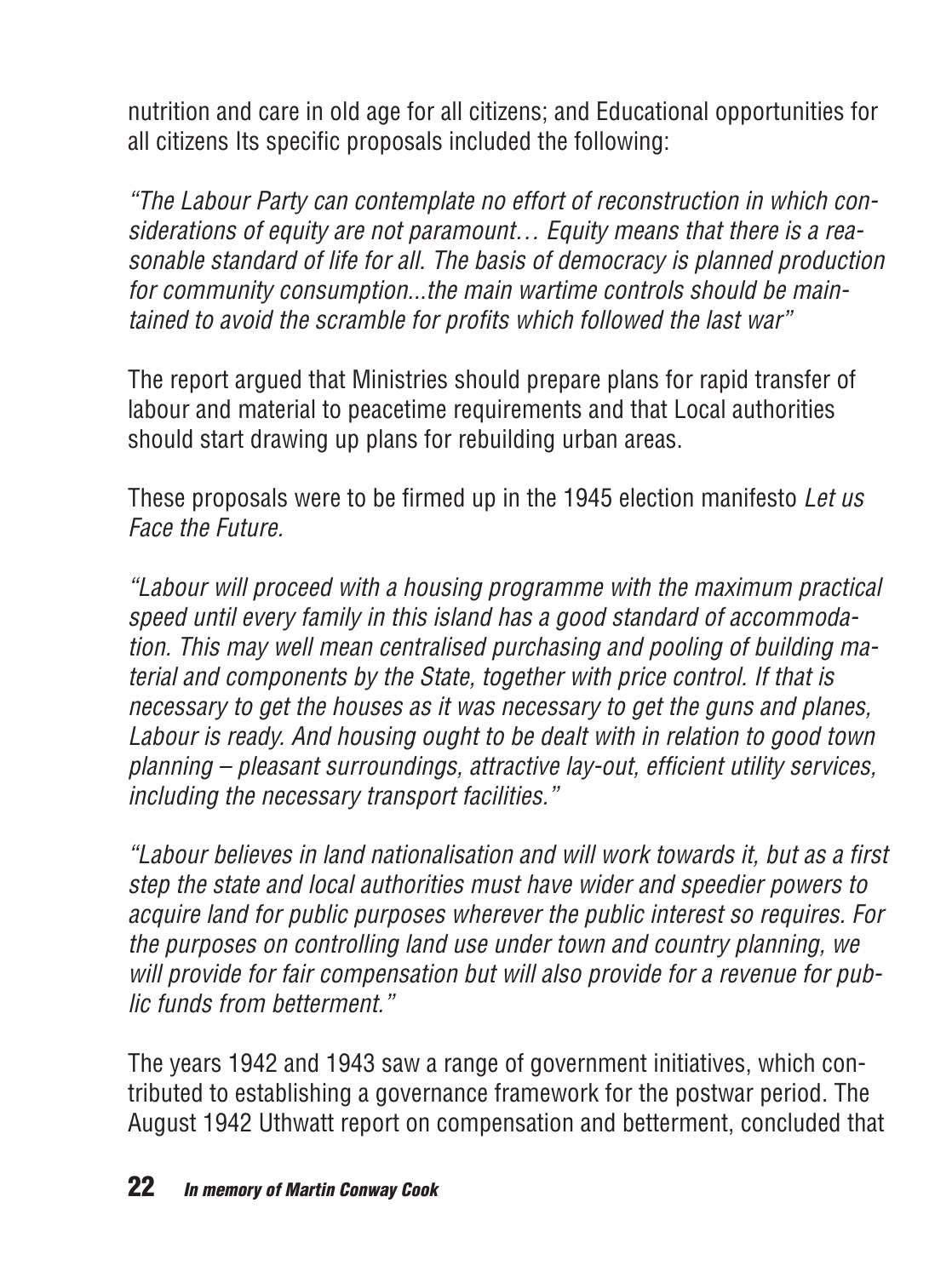nutrition and care in old age for all citizens; and Educational opportunities for all citizens Its specific proposals included the following:

*"The Labour Party can contemplate no effort of reconstruction in which considerations of equity are not paramount… Equity means that there is a reasonable standard of life for all. The basis of democracy is planned production for community consumption...the main wartime controls should be maintained to avoid the scramble for profits which followed the last war"*

The report argued that Ministries should prepare plans for rapid transfer of labour and material to peacetime requirements and that Local authorities should start drawing up plans for rebuilding urban areas.

These proposals were to be firmed up in the 1945 election manifesto *Let us Face the Future.*

*"Labour will proceed with a housing programme with the maximum practical speed until every family in this island has a good standard of accommodation. This may well mean centralised purchasing and pooling of building material and components by the State, together with price control. If that is necessary to get the houses as it was necessary to get the guns and planes, Labour is ready. And housing ought to be dealt with in relation to good town planning – pleasant surroundings, attractive lay-out, efficient utility services, including the necessary transport facilities."*

*"Labour believes in land nationalisation and will work towards it, but as a first step the state and local authorities must have wider and speedier powers to acquire land for public purposes wherever the public interest so requires. For the purposes on controlling land use under town and country planning, we will provide for fair compensation but will also provide for a revenue for public funds from betterment."*

The years 1942 and 1943 saw a range of government initiatives, which contributed to establishing a governance framework for the postwar period. The August 1942 Uthwatt report on compensation and betterment, concluded that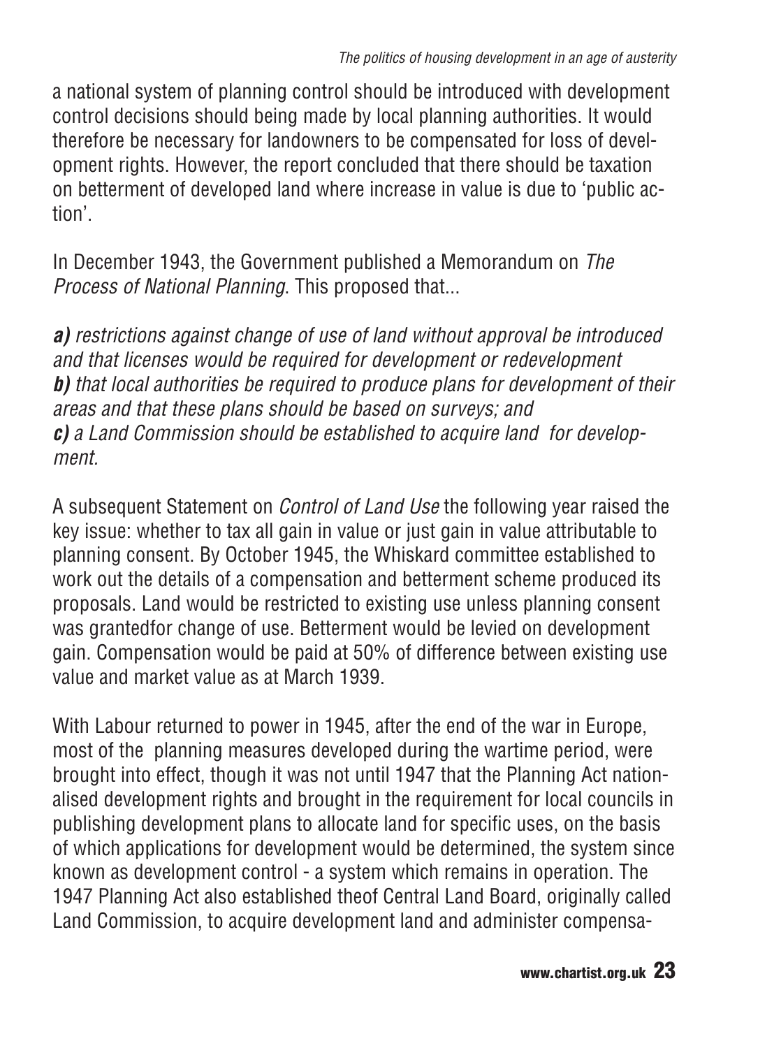a national system of planning control should be introduced with development control decisions should being made by local planning authorities. It would therefore be necessary for landowners to be compensated for loss of development rights. However, the report concluded that there should be taxation on betterment of developed land where increase in value is due to 'public action'.

In December 1943, the Government published a Memorandum on *The Process of National Planning*. This proposed that...

***a)*** *restrictions against change of use of land without approval be introduced and that licenses would be required for development or redevelopment*
***b)*** *that local authorities be required to produce plans for development of their areas and that these plans should be based on surveys; and*
***c)*** *a Land Commission should be established to acquire land for development.*

A subsequent Statement on *Control of Land Use* the following year raised the key issue: whether to tax all gain in value or just gain in value attributable to planning consent. By October 1945, the Whiskard committee established to work out the details of a compensation and betterment scheme produced its proposals. Land would be restricted to existing use unless planning consent was grantedfor change of use. Betterment would be levied on development gain. Compensation would be paid at 50% of difference between existing use value and market value as at March 1939.

With Labour returned to power in 1945, after the end of the war in Europe, most of the planning measures developed during the wartime period, were brought into effect, though it was not until 1947 that the Planning Act nationalised development rights and brought in the requirement for local councils in publishing development plans to allocate land for specific uses, on the basis of which applications for development would be determined, the system since known as development control - a system which remains in operation. The 1947 Planning Act also established theof Central Land Board, originally called Land Commission, to acquire development land and administer compensa-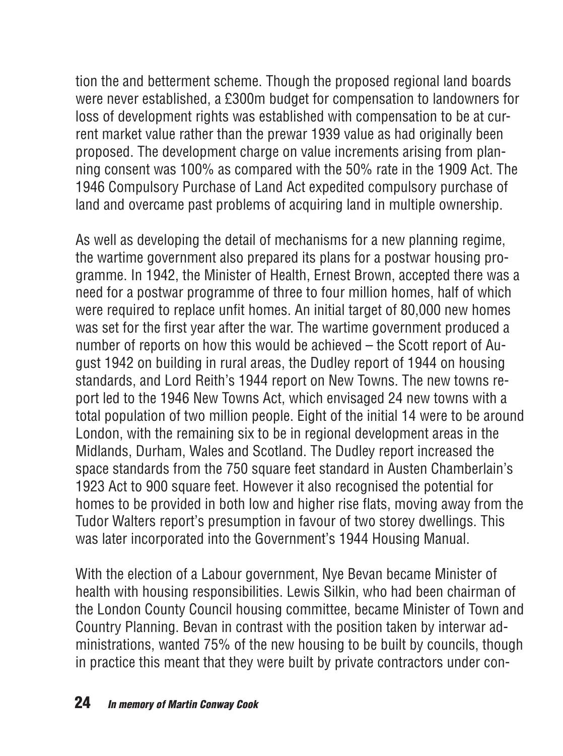tion the and betterment scheme. Though the proposed regional land boards were never established, a £300m budget for compensation to landowners for loss of development rights was established with compensation to be at current market value rather than the prewar 1939 value as had originally been proposed. The development charge on value increments arising from planning consent was 100% as compared with the 50% rate in the 1909 Act. The 1946 Compulsory Purchase of Land Act expedited compulsory purchase of land and overcame past problems of acquiring land in multiple ownership.

As well as developing the detail of mechanisms for a new planning regime, the wartime government also prepared its plans for a postwar housing programme. In 1942, the Minister of Health, Ernest Brown, accepted there was a need for a postwar programme of three to four million homes, half of which were required to replace unfit homes. An initial target of 80,000 new homes was set for the first year after the war. The wartime government produced a number of reports on how this would be achieved – the Scott report of August 1942 on building in rural areas, the Dudley report of 1944 on housing standards, and Lord Reith's 1944 report on New Towns. The new towns report led to the 1946 New Towns Act, which envisaged 24 new towns with a total population of two million people. Eight of the initial 14 were to be around London, with the remaining six to be in regional development areas in the Midlands, Durham, Wales and Scotland. The Dudley report increased the space standards from the 750 square feet standard in Austen Chamberlain's 1923 Act to 900 square feet. However it also recognised the potential for homes to be provided in both low and higher rise flats, moving away from the Tudor Walters report's presumption in favour of two storey dwellings. This was later incorporated into the Government's 1944 Housing Manual.

With the election of a Labour government, Nye Bevan became Minister of health with housing responsibilities. Lewis Silkin, who had been chairman of the London County Council housing committee, became Minister of Town and Country Planning. Bevan in contrast with the position taken by interwar administrations, wanted 75% of the new housing to be built by councils, though in practice this meant that they were built by private contractors under con-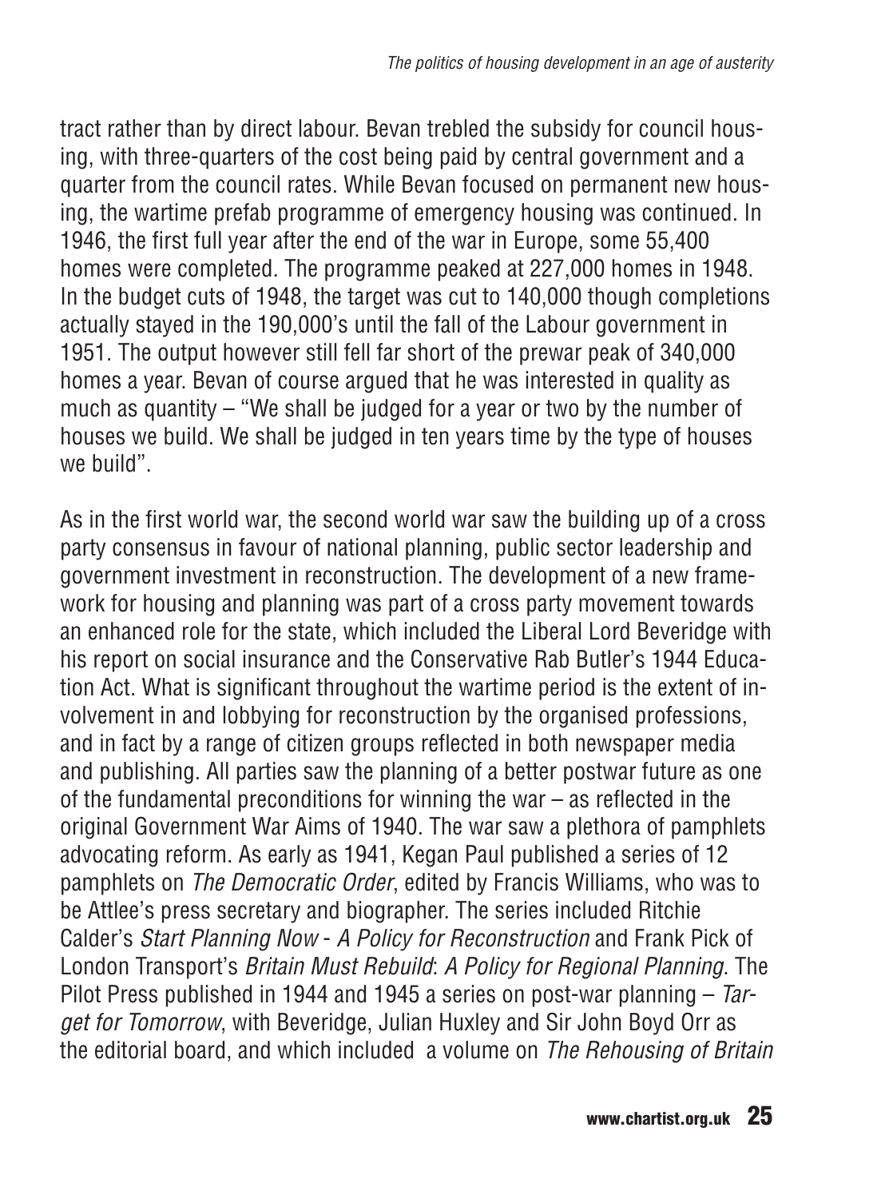tract rather than by direct labour. Bevan trebled the subsidy for council housing, with three-quarters of the cost being paid by central government and a quarter from the council rates. While Bevan focused on permanent new housing, the wartime prefab programme of emergency housing was continued. In 1946, the first full year after the end of the war in Europe, some 55,400 homes were completed. The programme peaked at 227,000 homes in 1948. In the budget cuts of 1948, the target was cut to 140,000 though completions actually stayed in the 190,000's until the fall of the Labour government in 1951. The output however still fell far short of the prewar peak of 340,000 homes a year. Bevan of course argued that he was interested in quality as much as quantity – "We shall be judged for a year or two by the number of houses we build. We shall be judged in ten years time by the type of houses we build".

As in the first world war, the second world war saw the building up of a cross party consensus in favour of national planning, public sector leadership and government investment in reconstruction. The development of a new framework for housing and planning was part of a cross party movement towards an enhanced role for the state, which included the Liberal Lord Beveridge with his report on social insurance and the Conservative Rab Butler's 1944 Education Act. What is significant throughout the wartime period is the extent of involvement in and lobbying for reconstruction by the organised professions, and in fact by a range of citizen groups reflected in both newspaper media and publishing. All parties saw the planning of a better postwar future as one of the fundamental preconditions for winning the war – as reflected in the original Government War Aims of 1940. The war saw a plethora of pamphlets advocating reform. As early as 1941, Kegan Paul published a series of 12 pamphlets on *The Democratic Order*, edited by Francis Williams, who was to be Attlee's press secretary and biographer. The series included Ritchie Calder's *Start Planning Now - A Policy for Reconstruction* and Frank Pick of London Transport's *Britain Must Rebuild*: *A Policy for Regional Planning*. The Pilot Press published in 1944 and 1945 a series on post-war planning – *Target for Tomorrow*, with Beveridge, Julian Huxley and Sir John Boyd Orr as the editorial board, and which included a volume on *The Rehousing of Britain*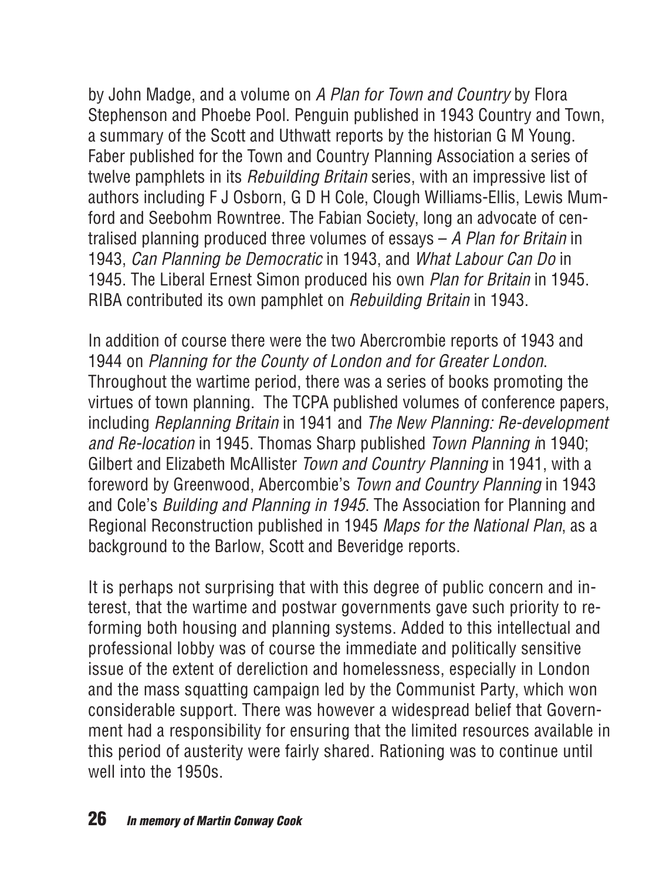by John Madge, and a volume on *A Plan for Town and Country* by Flora Stephenson and Phoebe Pool. Penguin published in 1943 Country and Town, a summary of the Scott and Uthwatt reports by the historian G M Young. Faber published for the Town and Country Planning Association a series of twelve pamphlets in its *Rebuilding Britain* series, with an impressive list of authors including F J Osborn, G D H Cole, Clough Williams-Ellis, Lewis Mumford and Seebohm Rowntree. The Fabian Society, long an advocate of centralised planning produced three volumes of essays – *A Plan for Britain* in 1943, *Can Planning be Democratic* in 1943, and *What Labour Can Do* in 1945. The Liberal Ernest Simon produced his own *Plan for Britain* in 1945. RIBA contributed its own pamphlet on *Rebuilding Britain* in 1943.

In addition of course there were the two Abercrombie reports of 1943 and 1944 on *Planning for the County of London and for Greater London*. Throughout the wartime period, there was a series of books promoting the virtues of town planning. The TCPA published volumes of conference papers, including *Replanning Britain* in 1941 and *The New Planning: Re-development and Re-location* in 1945. Thomas Sharp published *Town Planning i*n 1940; Gilbert and Elizabeth McAllister *Town and Country Planning* in 1941, with a foreword by Greenwood, Abercombie's *Town and Country Planning* in 1943 and Cole's *Building and Planning in 1945*. The Association for Planning and Regional Reconstruction published in 1945 *Maps for the National Plan*, as a background to the Barlow, Scott and Beveridge reports.

It is perhaps not surprising that with this degree of public concern and interest, that the wartime and postwar governments gave such priority to reforming both housing and planning systems. Added to this intellectual and professional lobby was of course the immediate and politically sensitive issue of the extent of dereliction and homelessness, especially in London and the mass squatting campaign led by the Communist Party, which won considerable support. There was however a widespread belief that Government had a responsibility for ensuring that the limited resources available in this period of austerity were fairly shared. Rationing was to continue until well into the 1950s.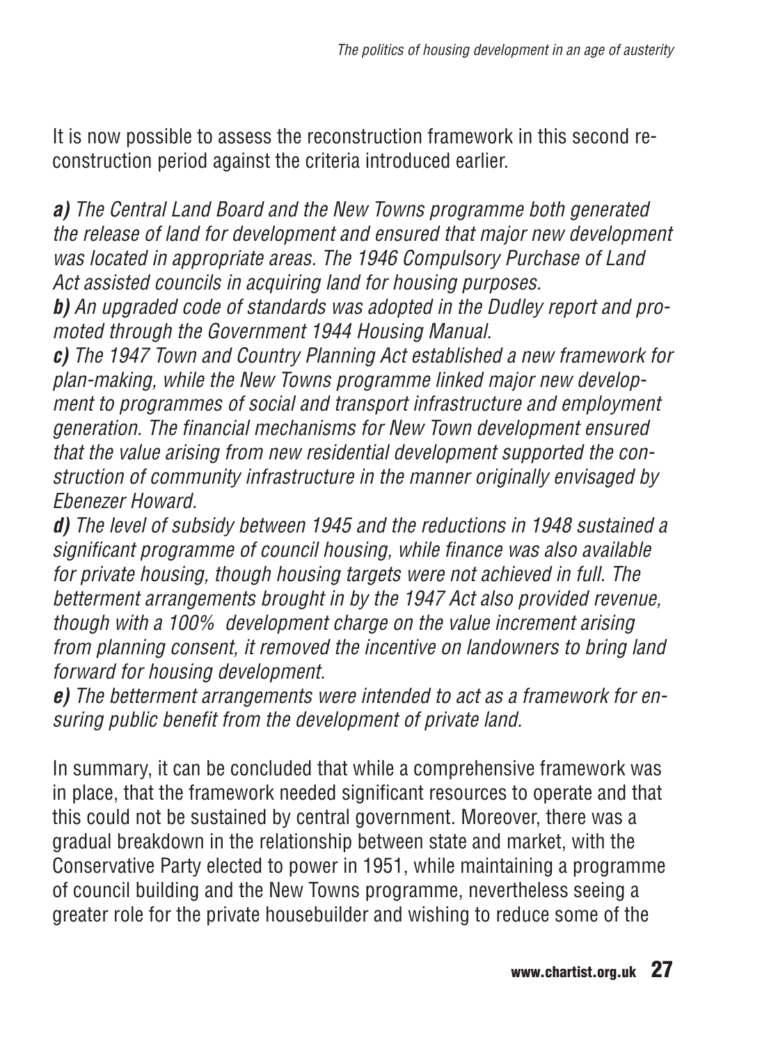It is now possible to assess the reconstruction framework in this second reconstruction period against the criteria introduced earlier.

***a)*** *The Central Land Board and the New Towns programme both generated the release of land for development and ensured that major new development was located in appropriate areas. The 1946 Compulsory Purchase of Land Act assisted councils in acquiring land for housing purposes.*
***b)*** *An upgraded code of standards was adopted in the Dudley report and promoted through the Government 1944 Housing Manual.*
***c)*** *The 1947 Town and Country Planning Act established a new framework for plan-making, while the New Towns programme linked major new development to programmes of social and transport infrastructure and employment generation. The financial mechanisms for New Town development ensured that the value arising from new residential development supported the construction of community infrastructure in the manner originally envisaged by Ebenezer Howard.*
***d)*** *The level of subsidy between 1945 and the reductions in 1948 sustained a significant programme of council housing, while finance was also available for private housing, though housing targets were not achieved in full. The betterment arrangements brought in by the 1947 Act also provided revenue, though with a 100% development charge on the value increment arising from planning consent, it removed the incentive on landowners to bring land forward for housing development.*
***e)*** *The betterment arrangements were intended to act as a framework for ensuring public benefit from the development of private land.*

In summary, it can be concluded that while a comprehensive framework was in place, that the framework needed significant resources to operate and that this could not be sustained by central government. Moreover, there was a gradual breakdown in the relationship between state and market, with the Conservative Party elected to power in 1951, while maintaining a programme of council building and the New Towns programme, nevertheless seeing a greater role for the private housebuilder and wishing to reduce some of the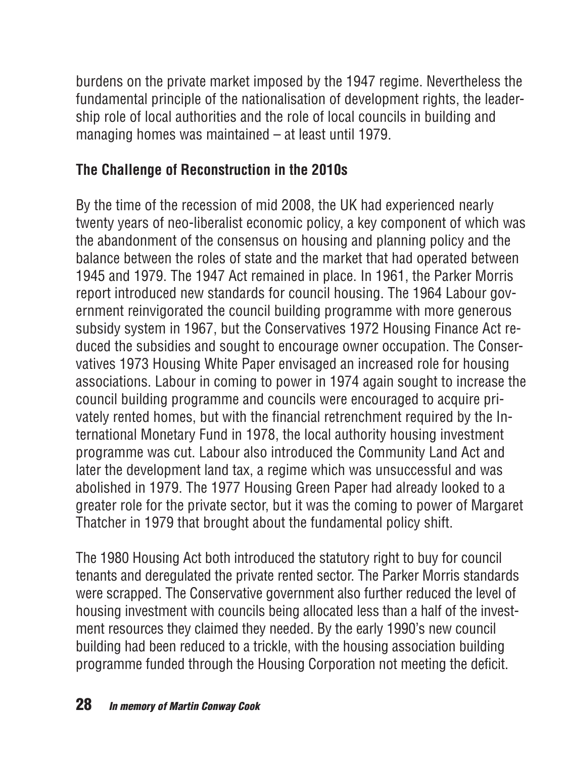burdens on the private market imposed by the 1947 regime. Nevertheless the fundamental principle of the nationalisation of development rights, the leadership role of local authorities and the role of local councils in building and managing homes was maintained – at least until 1979.

## The Challenge of Reconstruction in the 2010s

By the time of the recession of mid 2008, the UK had experienced nearly twenty years of neo-liberalist economic policy, a key component of which was the abandonment of the consensus on housing and planning policy and the balance between the roles of state and the market that had operated between 1945 and 1979. The 1947 Act remained in place. In 1961, the Parker Morris report introduced new standards for council housing. The 1964 Labour government reinvigorated the council building programme with more generous subsidy system in 1967, but the Conservatives 1972 Housing Finance Act reduced the subsidies and sought to encourage owner occupation. The Conservatives 1973 Housing White Paper envisaged an increased role for housing associations. Labour in coming to power in 1974 again sought to increase the council building programme and councils were encouraged to acquire privately rented homes, but with the financial retrenchment required by the International Monetary Fund in 1978, the local authority housing investment programme was cut. Labour also introduced the Community Land Act and later the development land tax, a regime which was unsuccessful and was abolished in 1979. The 1977 Housing Green Paper had already looked to a greater role for the private sector, but it was the coming to power of Margaret Thatcher in 1979 that brought about the fundamental policy shift.

The 1980 Housing Act both introduced the statutory right to buy for council tenants and deregulated the private rented sector. The Parker Morris standards were scrapped. The Conservative government also further reduced the level of housing investment with councils being allocated less than a half of the investment resources they claimed they needed. By the early 1990's new council building had been reduced to a trickle, with the housing association building programme funded through the Housing Corporation not meeting the deficit.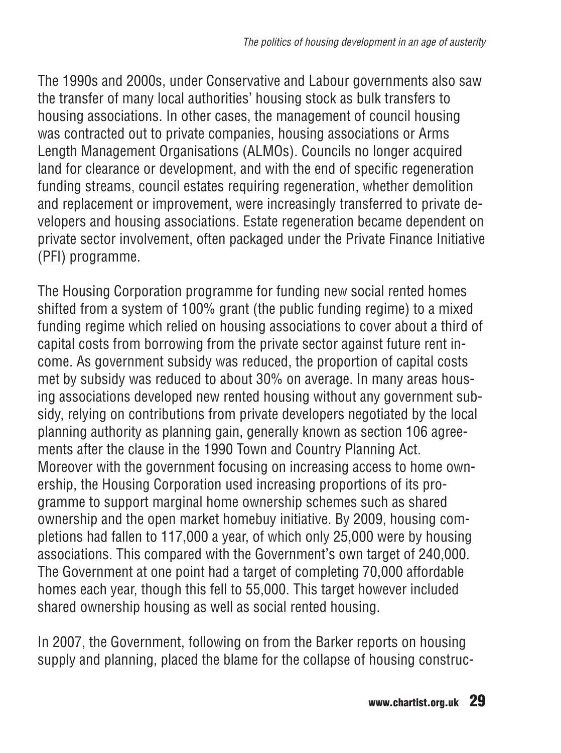The 1990s and 2000s, under Conservative and Labour governments also saw the transfer of many local authorities' housing stock as bulk transfers to housing associations. In other cases, the management of council housing was contracted out to private companies, housing associations or Arms Length Management Organisations (ALMOs). Councils no longer acquired land for clearance or development, and with the end of specific regeneration funding streams, council estates requiring regeneration, whether demolition and replacement or improvement, were increasingly transferred to private developers and housing associations. Estate regeneration became dependent on private sector involvement, often packaged under the Private Finance Initiative (PFI) programme.

The Housing Corporation programme for funding new social rented homes shifted from a system of 100% grant (the public funding regime) to a mixed funding regime which relied on housing associations to cover about a third of capital costs from borrowing from the private sector against future rent income. As government subsidy was reduced, the proportion of capital costs met by subsidy was reduced to about 30% on average. In many areas housing associations developed new rented housing without any government subsidy, relying on contributions from private developers negotiated by the local planning authority as planning gain, generally known as section 106 agreements after the clause in the 1990 Town and Country Planning Act. Moreover with the government focusing on increasing access to home ownership, the Housing Corporation used increasing proportions of its programme to support marginal home ownership schemes such as shared ownership and the open market homebuy initiative. By 2009, housing completions had fallen to 117,000 a year, of which only 25,000 were by housing associations. This compared with the Government's own target of 240,000. The Government at one point had a target of completing 70,000 affordable homes each year, though this fell to 55,000. This target however included shared ownership housing as well as social rented housing.

In 2007, the Government, following on from the Barker reports on housing supply and planning, placed the blame for the collapse of housing construc-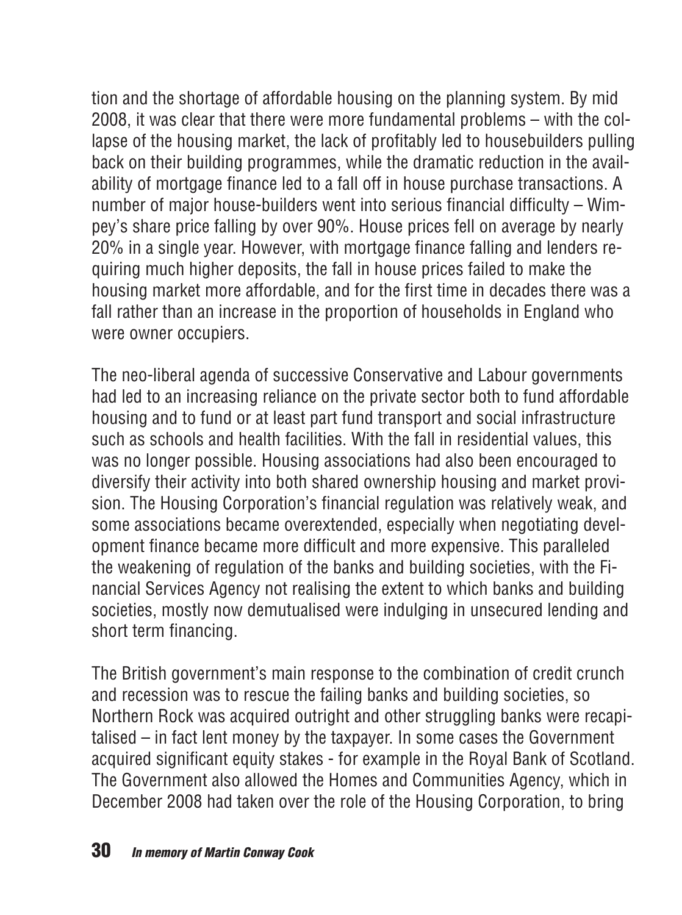tion and the shortage of affordable housing on the planning system. By mid 2008, it was clear that there were more fundamental problems – with the collapse of the housing market, the lack of profitably led to housebuilders pulling back on their building programmes, while the dramatic reduction in the availability of mortgage finance led to a fall off in house purchase transactions. A number of major house-builders went into serious financial difficulty – Wimpey's share price falling by over 90%. House prices fell on average by nearly 20% in a single year. However, with mortgage finance falling and lenders requiring much higher deposits, the fall in house prices failed to make the housing market more affordable, and for the first time in decades there was a fall rather than an increase in the proportion of households in England who were owner occupiers.

The neo-liberal agenda of successive Conservative and Labour governments had led to an increasing reliance on the private sector both to fund affordable housing and to fund or at least part fund transport and social infrastructure such as schools and health facilities. With the fall in residential values, this was no longer possible. Housing associations had also been encouraged to diversify their activity into both shared ownership housing and market provision. The Housing Corporation's financial regulation was relatively weak, and some associations became overextended, especially when negotiating development finance became more difficult and more expensive. This paralleled the weakening of regulation of the banks and building societies, with the Financial Services Agency not realising the extent to which banks and building societies, mostly now demutualised were indulging in unsecured lending and short term financing.

The British government's main response to the combination of credit crunch and recession was to rescue the failing banks and building societies, so Northern Rock was acquired outright and other struggling banks were recapitalised – in fact lent money by the taxpayer. In some cases the Government acquired significant equity stakes - for example in the Royal Bank of Scotland. The Government also allowed the Homes and Communities Agency, which in December 2008 had taken over the role of the Housing Corporation, to bring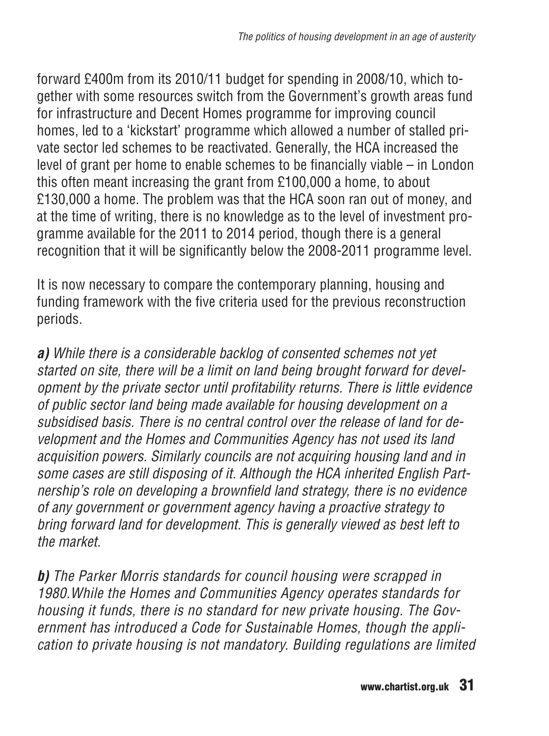forward £400m from its 2010/11 budget for spending in 2008/10, which together with some resources switch from the Government's growth areas fund for infrastructure and Decent Homes programme for improving council homes, led to a 'kickstart' programme which allowed a number of stalled private sector led schemes to be reactivated. Generally, the HCA increased the level of grant per home to enable schemes to be financially viable – in London this often meant increasing the grant from £100,000 a home, to about £130,000 a home. The problem was that the HCA soon ran out of money, and at the time of writing, there is no knowledge as to the level of investment programme available for the 2011 to 2014 period, though there is a general recognition that it will be significantly below the 2008-2011 programme level.

It is now necessary to compare the contemporary planning, housing and funding framework with the five criteria used for the previous reconstruction periods.

***a)*** *While there is a considerable backlog of consented schemes not yet started on site, there will be a limit on land being brought forward for development by the private sector until profitability returns. There is little evidence of public sector land being made available for housing development on a subsidised basis. There is no central control over the release of land for development and the Homes and Communities Agency has not used its land acquisition powers. Similarly councils are not acquiring housing land and in some cases are still disposing of it. Although the HCA inherited English Partnership's role on developing a brownfield land strategy, there is no evidence of any government or government agency having a proactive strategy to bring forward land for development. This is generally viewed as best left to the market.*

***b)*** *The Parker Morris standards for council housing were scrapped in 1980.While the Homes and Communities Agency operates standards for housing it funds, there is no standard for new private housing. The Government has introduced a Code for Sustainable Homes, though the application to private housing is not mandatory. Building regulations are limited*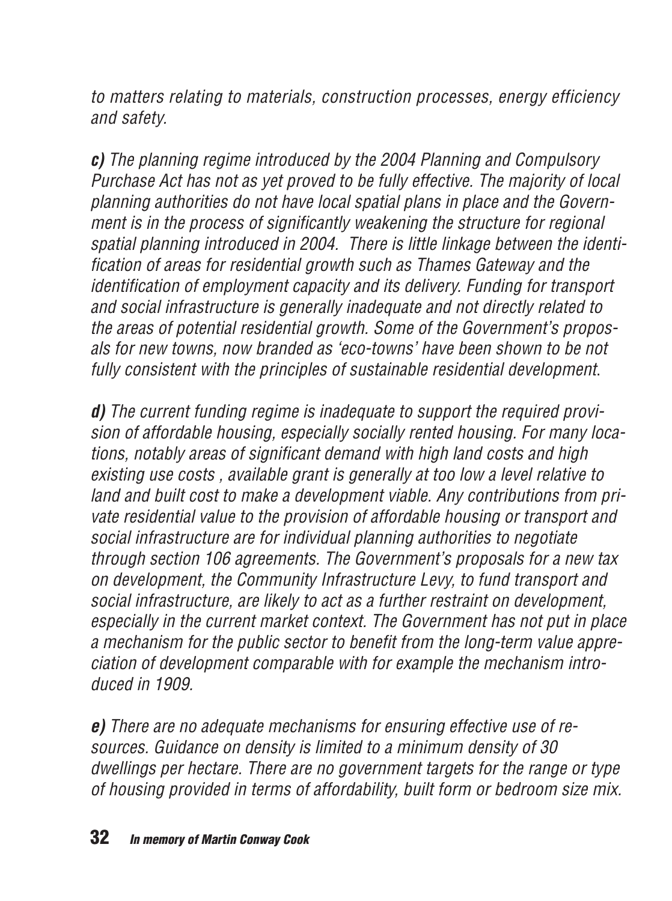*to matters relating to materials, construction processes, energy efficiency and safety.*

***c)*** *The planning regime introduced by the 2004 Planning and Compulsory Purchase Act has not as yet proved to be fully effective. The majority of local planning authorities do not have local spatial plans in place and the Government is in the process of significantly weakening the structure for regional spatial planning introduced in 2004. There is little linkage between the identification of areas for residential growth such as Thames Gateway and the identification of employment capacity and its delivery. Funding for transport and social infrastructure is generally inadequate and not directly related to the areas of potential residential growth. Some of the Government's proposals for new towns, now branded as 'eco-towns' have been shown to be not fully consistent with the principles of sustainable residential development.*

***d)*** *The current funding regime is inadequate to support the required provision of affordable housing, especially socially rented housing. For many locations, notably areas of significant demand with high land costs and high existing use costs , available grant is generally at too low a level relative to land and built cost to make a development viable. Any contributions from private residential value to the provision of affordable housing or transport and social infrastructure are for individual planning authorities to negotiate through section 106 agreements. The Government's proposals for a new tax on development, the Community Infrastructure Levy, to fund transport and social infrastructure, are likely to act as a further restraint on development, especially in the current market context. The Government has not put in place a mechanism for the public sector to benefit from the long-term value appreciation of development comparable with for example the mechanism introduced in 1909.*

***e)*** *There are no adequate mechanisms for ensuring effective use of resources. Guidance on density is limited to a minimum density of 30 dwellings per hectare. There are no government targets for the range or type of housing provided in terms of affordability, built form or bedroom size mix.*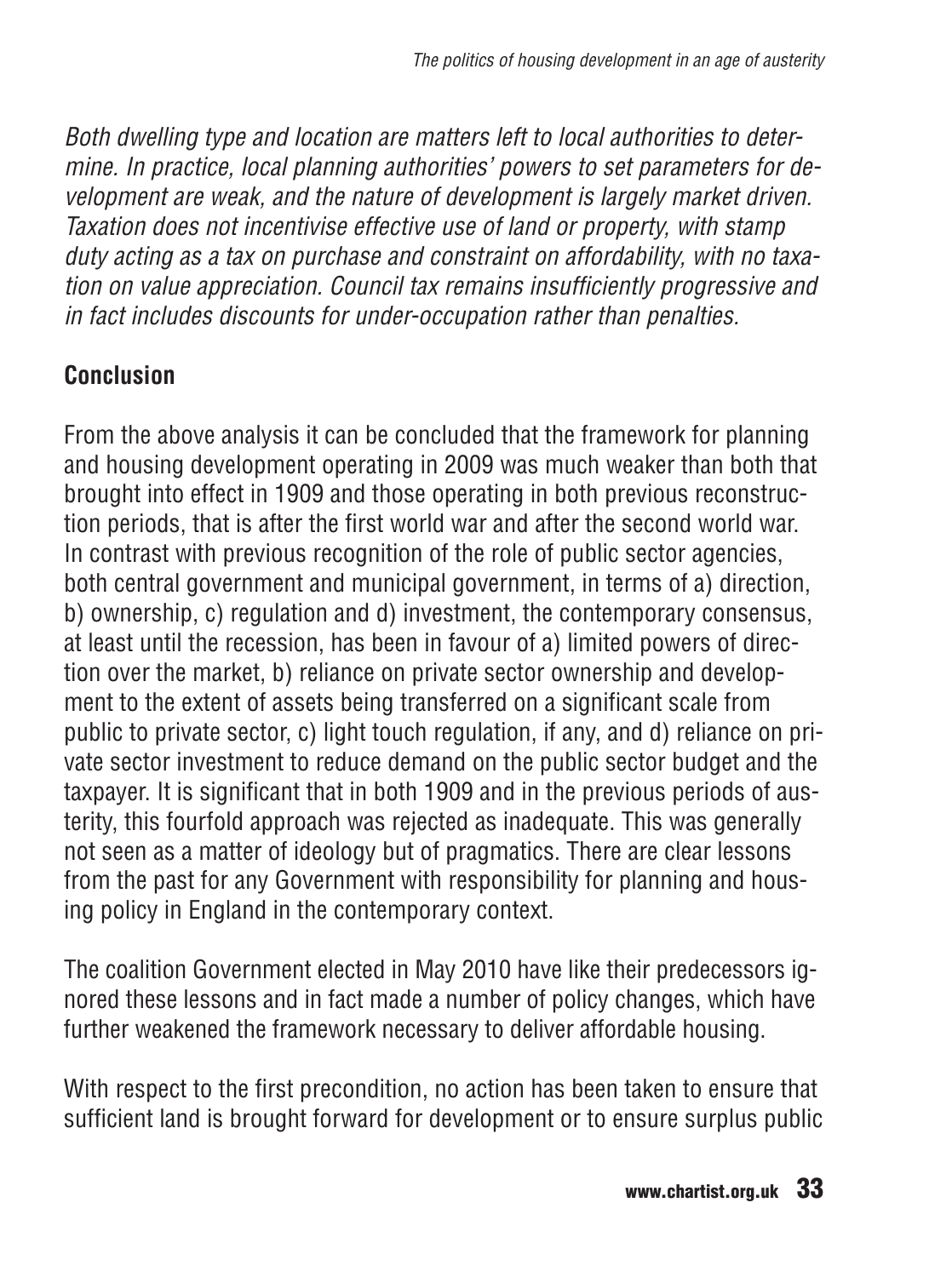*Both dwelling type and location are matters left to local authorities to determine. In practice, local planning authorities' powers to set parameters for development are weak, and the nature of development is largely market driven. Taxation does not incentivise effective use of land or property, with stamp duty acting as a tax on purchase and constraint on affordability, with no taxation on value appreciation. Council tax remains insufficiently progressive and in fact includes discounts for under-occupation rather than penalties.*

## Conclusion

From the above analysis it can be concluded that the framework for planning and housing development operating in 2009 was much weaker than both that brought into effect in 1909 and those operating in both previous reconstruction periods, that is after the first world war and after the second world war. In contrast with previous recognition of the role of public sector agencies, both central government and municipal government, in terms of a) direction, b) ownership, c) regulation and d) investment, the contemporary consensus, at least until the recession, has been in favour of a) limited powers of direction over the market, b) reliance on private sector ownership and development to the extent of assets being transferred on a significant scale from public to private sector, c) light touch regulation, if any, and d) reliance on private sector investment to reduce demand on the public sector budget and the taxpayer. It is significant that in both 1909 and in the previous periods of austerity, this fourfold approach was rejected as inadequate. This was generally not seen as a matter of ideology but of pragmatics. There are clear lessons from the past for any Government with responsibility for planning and housing policy in England in the contemporary context.

The coalition Government elected in May 2010 have like their predecessors ignored these lessons and in fact made a number of policy changes, which have further weakened the framework necessary to deliver affordable housing.

With respect to the first precondition, no action has been taken to ensure that sufficient land is brought forward for development or to ensure surplus public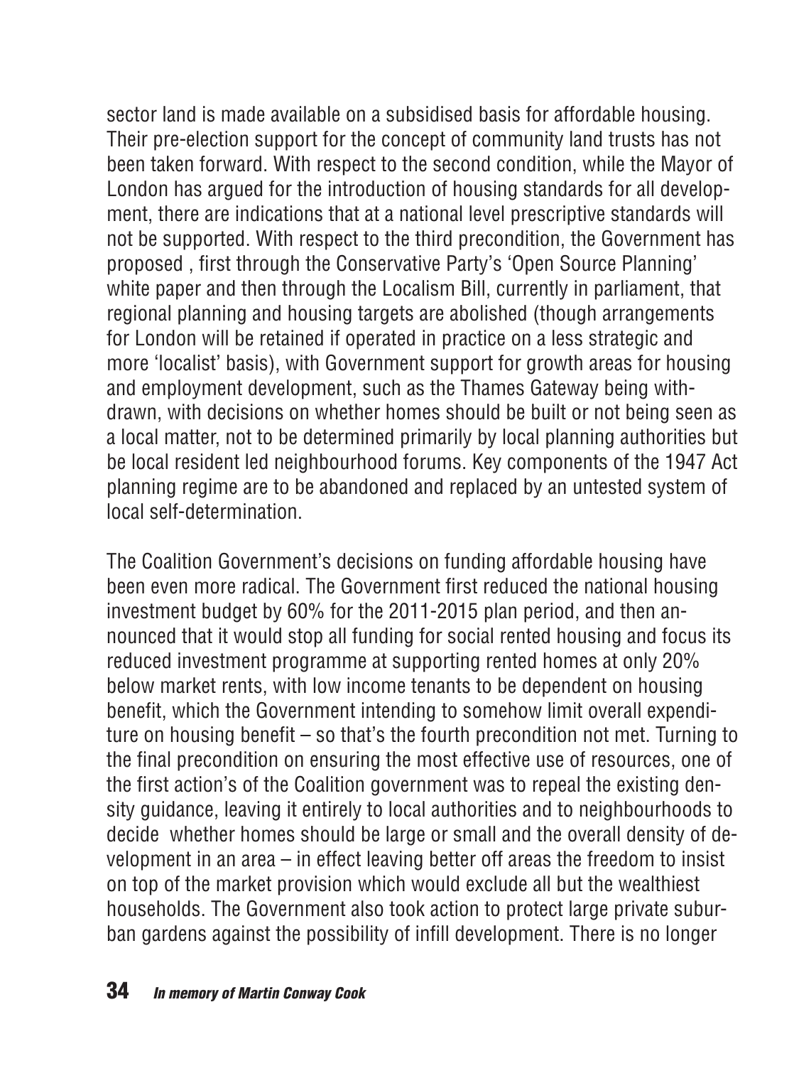sector land is made available on a subsidised basis for affordable housing. Their pre-election support for the concept of community land trusts has not been taken forward. With respect to the second condition, while the Mayor of London has argued for the introduction of housing standards for all development, there are indications that at a national level prescriptive standards will not be supported. With respect to the third precondition, the Government has proposed , first through the Conservative Party's 'Open Source Planning' white paper and then through the Localism Bill, currently in parliament, that regional planning and housing targets are abolished (though arrangements for London will be retained if operated in practice on a less strategic and more 'localist' basis), with Government support for growth areas for housing and employment development, such as the Thames Gateway being withdrawn, with decisions on whether homes should be built or not being seen as a local matter, not to be determined primarily by local planning authorities but be local resident led neighbourhood forums. Key components of the 1947 Act planning regime are to be abandoned and replaced by an untested system of local self-determination.

The Coalition Government's decisions on funding affordable housing have been even more radical. The Government first reduced the national housing investment budget by 60% for the 2011-2015 plan period, and then announced that it would stop all funding for social rented housing and focus its reduced investment programme at supporting rented homes at only 20% below market rents, with low income tenants to be dependent on housing benefit, which the Government intending to somehow limit overall expenditure on housing benefit – so that's the fourth precondition not met. Turning to the final precondition on ensuring the most effective use of resources, one of the first action's of the Coalition government was to repeal the existing density guidance, leaving it entirely to local authorities and to neighbourhoods to decide whether homes should be large or small and the overall density of development in an area – in effect leaving better off areas the freedom to insist on top of the market provision which would exclude all but the wealthiest households. The Government also took action to protect large private suburban gardens against the possibility of infill development. There is no longer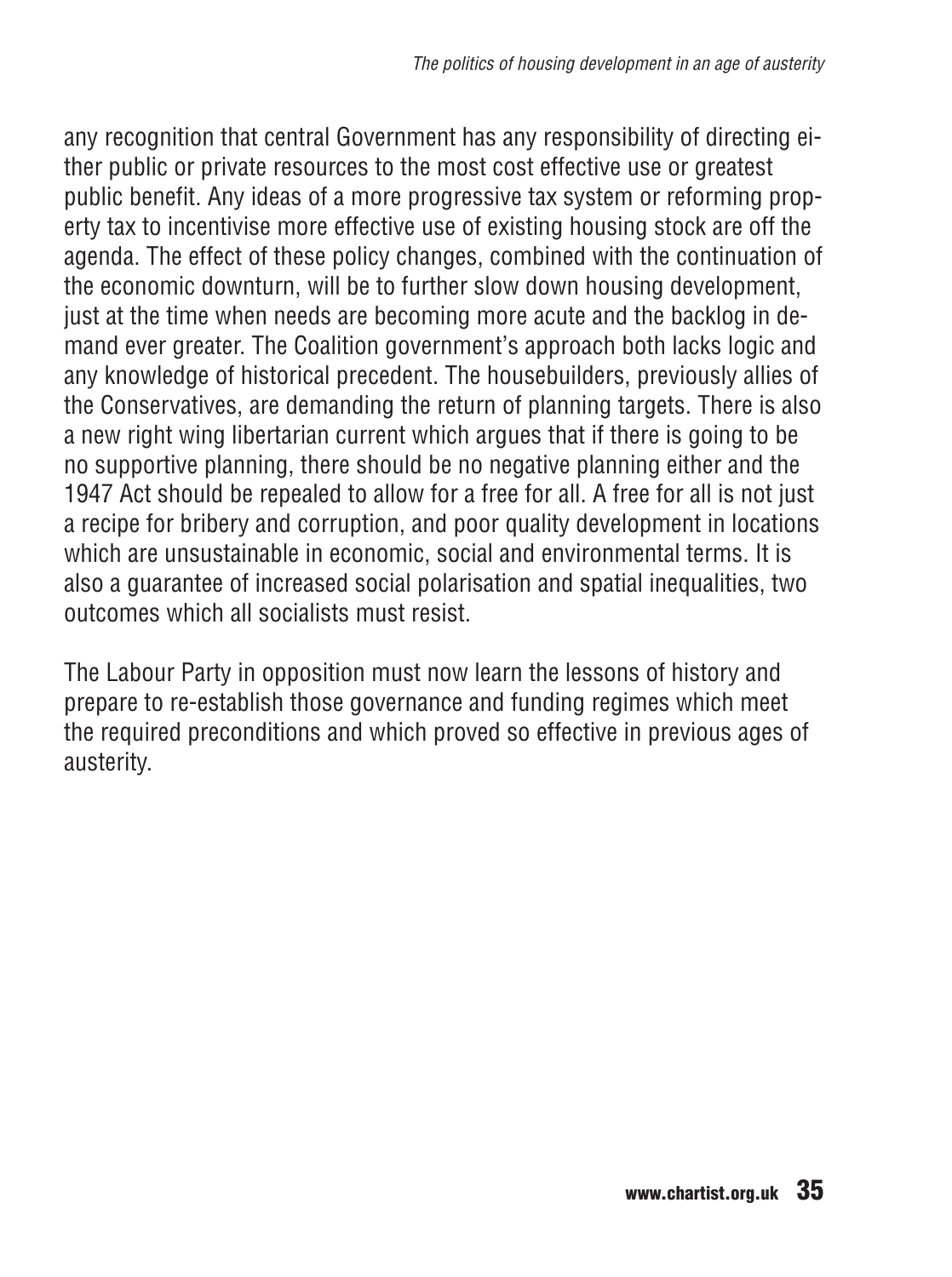any recognition that central Government has any responsibility of directing either public or private resources to the most cost effective use or greatest public benefit. Any ideas of a more progressive tax system or reforming property tax to incentivise more effective use of existing housing stock are off the agenda. The effect of these policy changes, combined with the continuation of the economic downturn, will be to further slow down housing development, just at the time when needs are becoming more acute and the backlog in demand ever greater. The Coalition government's approach both lacks logic and any knowledge of historical precedent. The housebuilders, previously allies of the Conservatives, are demanding the return of planning targets. There is also a new right wing libertarian current which argues that if there is going to be no supportive planning, there should be no negative planning either and the 1947 Act should be repealed to allow for a free for all. A free for all is not just a recipe for bribery and corruption, and poor quality development in locations which are unsustainable in economic, social and environmental terms. It is also a guarantee of increased social polarisation and spatial inequalities, two outcomes which all socialists must resist.

The Labour Party in opposition must now learn the lessons of history and prepare to re-establish those governance and funding regimes which meet the required preconditions and which proved so effective in previous ages of austerity.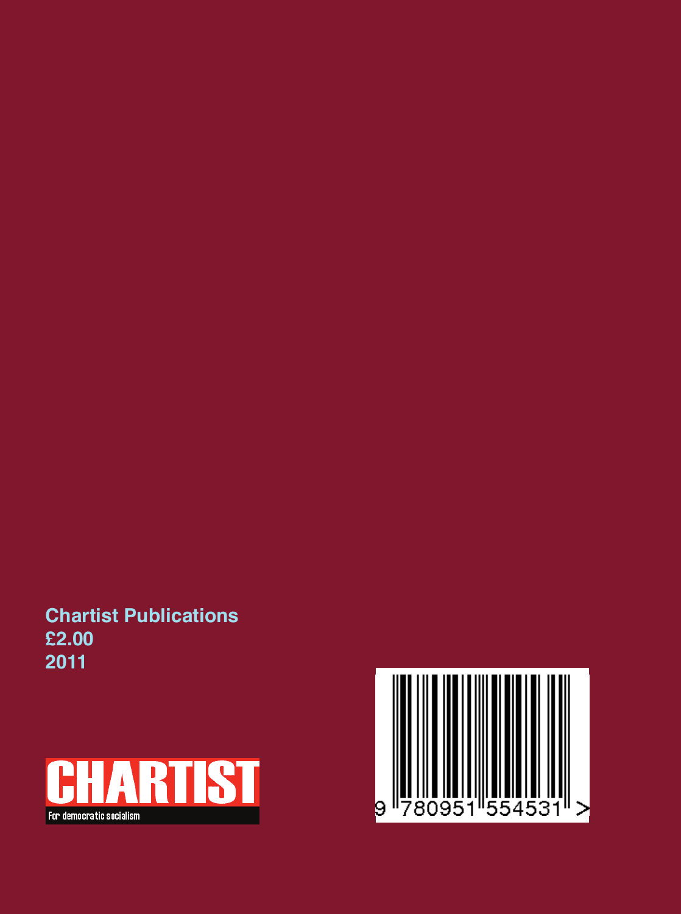Chartist Publications
£2.00
2011

CHARTIST
For democratic socialism

9 780951 554531 >